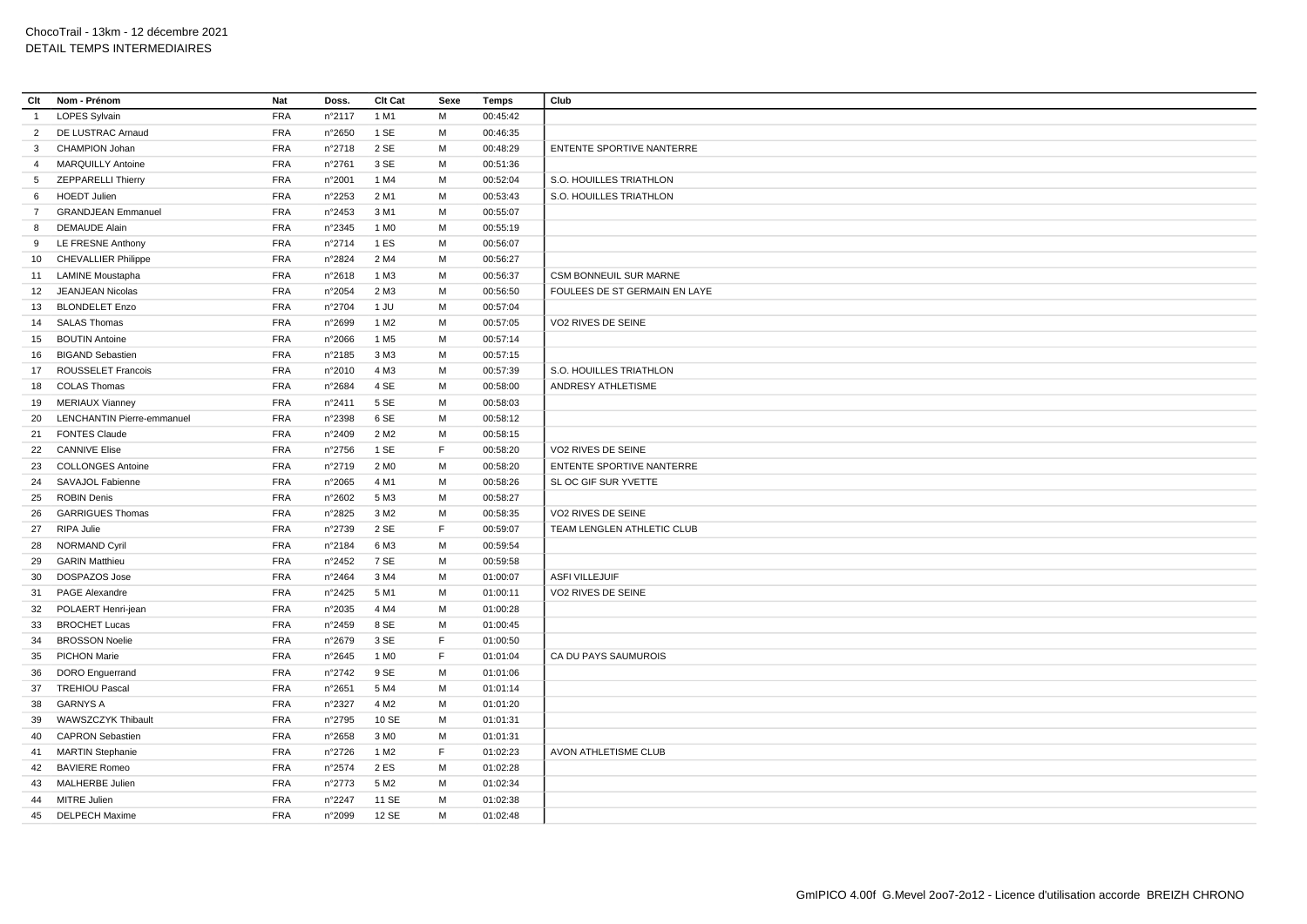ChocoTrail - 13km - 12 décembre 2021
DETAIL TEMPS INTERMEDIAIRES

| Clt | Nom - Prénom | Nat | Doss. | Clt Cat | Sexe | Temps | Club |
|---|---|---|---|---|---|---|---|
| 1 | LOPES Sylvain | FRA | n°2117 | 1 M1 | M | 00:45:42 | |
| 2 | DE LUSTRAC Arnaud | FRA | n°2650 | 1 SE | M | 00:46:35 | |
| 3 | CHAMPION Johan | FRA | n°2718 | 2 SE | M | 00:48:29 | ENTENTE SPORTIVE NANTERRE |
| 4 | MARQUILLY Antoine | FRA | n°2761 | 3 SE | M | 00:51:36 | |
| 5 | ZEPPARELLI Thierry | FRA | n°2001 | 1 M4 | M | 00:52:04 | S.O. HOUILLES TRIATHLON |
| 6 | HOEDT Julien | FRA | n°2253 | 2 M1 | M | 00:53:43 | S.O. HOUILLES TRIATHLON |
| 7 | GRANDJEAN Emmanuel | FRA | n°2453 | 3 M1 | M | 00:55:07 | |
| 8 | DEMAUDE Alain | FRA | n°2345 | 1 M0 | M | 00:55:19 | |
| 9 | LE FRESNE Anthony | FRA | n°2714 | 1 ES | M | 00:56:07 | |
| 10 | CHEVALLIER Philippe | FRA | n°2824 | 2 M4 | M | 00:56:27 | |
| 11 | LAMINE Moustapha | FRA | n°2618 | 1 M3 | M | 00:56:37 | CSM BONNEUIL SUR MARNE |
| 12 | JEANJEAN Nicolas | FRA | n°2054 | 2 M3 | M | 00:56:50 | FOULEES DE ST GERMAIN EN LAYE |
| 13 | BLONDELET Enzo | FRA | n°2704 | 1 JU | M | 00:57:04 | |
| 14 | SALAS Thomas | FRA | n°2699 | 1 M2 | M | 00:57:05 | VO2 RIVES DE SEINE |
| 15 | BOUTIN Antoine | FRA | n°2066 | 1 M5 | M | 00:57:14 | |
| 16 | BIGAND Sebastien | FRA | n°2185 | 3 M3 | M | 00:57:15 | |
| 17 | ROUSSELET Francois | FRA | n°2010 | 4 M3 | M | 00:57:39 | S.O. HOUILLES TRIATHLON |
| 18 | COLAS Thomas | FRA | n°2684 | 4 SE | M | 00:58:00 | ANDRESY ATHLETISME |
| 19 | MERIAUX Vianney | FRA | n°2411 | 5 SE | M | 00:58:03 | |
| 20 | LENCHANTIN Pierre-emmanuel | FRA | n°2398 | 6 SE | M | 00:58:12 | |
| 21 | FONTES Claude | FRA | n°2409 | 2 M2 | M | 00:58:15 | |
| 22 | CANNIVE Elise | FRA | n°2756 | 1 SE | F | 00:58:20 | VO2 RIVES DE SEINE |
| 23 | COLLONGES Antoine | FRA | n°2719 | 2 M0 | M | 00:58:20 | ENTENTE SPORTIVE NANTERRE |
| 24 | SAVAJOL Fabienne | FRA | n°2065 | 4 M1 | M | 00:58:26 | SL OC GIF SUR YVETTE |
| 25 | ROBIN Denis | FRA | n°2602 | 5 M3 | M | 00:58:27 | |
| 26 | GARRIGUES Thomas | FRA | n°2825 | 3 M2 | M | 00:58:35 | VO2 RIVES DE SEINE |
| 27 | RIPA Julie | FRA | n°2739 | 2 SE | F | 00:59:07 | TEAM LENGLEN ATHLETIC CLUB |
| 28 | NORMAND Cyril | FRA | n°2184 | 6 M3 | M | 00:59:54 | |
| 29 | GARIN Matthieu | FRA | n°2452 | 7 SE | M | 00:59:58 | |
| 30 | DOSPAZOS Jose | FRA | n°2464 | 3 M4 | M | 01:00:07 | ASFI VILLEJUIF |
| 31 | PAGE Alexandre | FRA | n°2425 | 5 M1 | M | 01:00:11 | VO2 RIVES DE SEINE |
| 32 | POLAERT Henri-jean | FRA | n°2035 | 4 M4 | M | 01:00:28 | |
| 33 | BROCHET Lucas | FRA | n°2459 | 8 SE | M | 01:00:45 | |
| 34 | BROSSON Noelie | FRA | n°2679 | 3 SE | F | 01:00:50 | |
| 35 | PICHON Marie | FRA | n°2645 | 1 M0 | F | 01:01:04 | CA DU PAYS SAUMUROIS |
| 36 | DORO Enguerrand | FRA | n°2742 | 9 SE | M | 01:01:06 | |
| 37 | TREHIOU Pascal | FRA | n°2651 | 5 M4 | M | 01:01:14 | |
| 38 | GARNYS A | FRA | n°2327 | 4 M2 | M | 01:01:20 | |
| 39 | WAWSZCZYK Thibault | FRA | n°2795 | 10 SE | M | 01:01:31 | |
| 40 | CAPRON Sebastien | FRA | n°2658 | 3 M0 | M | 01:01:31 | |
| 41 | MARTIN Stephanie | FRA | n°2726 | 1 M2 | F | 01:02:23 | AVON ATHLETISME CLUB |
| 42 | BAVIERE Romeo | FRA | n°2574 | 2 ES | M | 01:02:28 | |
| 43 | MALHERBE Julien | FRA | n°2773 | 5 M2 | M | 01:02:34 | |
| 44 | MITRE Julien | FRA | n°2247 | 11 SE | M | 01:02:38 | |
| 45 | DELPECH Maxime | FRA | n°2099 | 12 SE | M | 01:02:48 | |

GmIPICO 4.00f G.Mevel 2oo7-2o12 - Licence d'utilisation accorde BREIZH CHRONO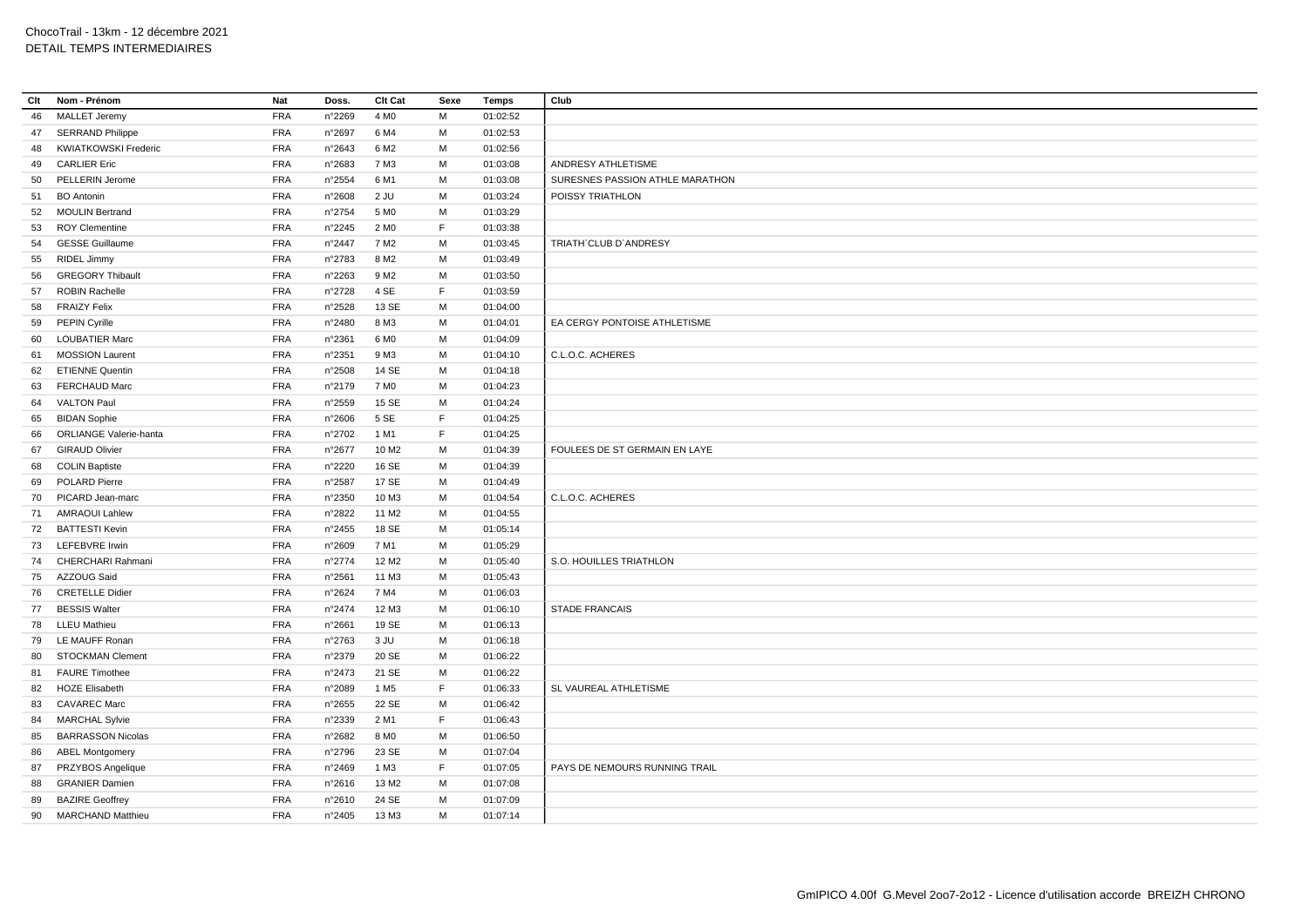ChocoTrail - 13km - 12 décembre 2021
DETAIL TEMPS INTERMEDIAIRES

| Clt | Nom - Prénom | Nat | Doss. | Clt Cat | Sexe | Temps | Club |
|---|---|---|---|---|---|---|---|
| 46 | MALLET Jeremy | FRA | n°2269 | 4 M0 | M | 01:02:52 | |
| 47 | SERRAND Philippe | FRA | n°2697 | 6 M4 | M | 01:02:53 | |
| 48 | KWIATKOWSKI Frederic | FRA | n°2643 | 6 M2 | M | 01:02:56 | |
| 49 | CARLIER Eric | FRA | n°2683 | 7 M3 | M | 01:03:08 | ANDRESY ATHLETISME |
| 50 | PELLERIN Jerome | FRA | n°2554 | 6 M1 | M | 01:03:08 | SURESNES PASSION ATHLE MARATHON |
| 51 | BO Antonin | FRA | n°2608 | 2 JU | M | 01:03:24 | POISSY TRIATHLON |
| 52 | MOULIN Bertrand | FRA | n°2754 | 5 M0 | M | 01:03:29 | |
| 53 | ROY Clementine | FRA | n°2245 | 2 M0 | F | 01:03:38 | |
| 54 | GESSE Guillaume | FRA | n°2447 | 7 M2 | M | 01:03:45 | TRIATH`CLUB D`ANDRESY |
| 55 | RIDEL Jimmy | FRA | n°2783 | 8 M2 | M | 01:03:49 | |
| 56 | GREGORY Thibault | FRA | n°2263 | 9 M2 | M | 01:03:50 | |
| 57 | ROBIN Rachelle | FRA | n°2728 | 4 SE | F | 01:03:59 | |
| 58 | FRAIZY Felix | FRA | n°2528 | 13 SE | M | 01:04:00 | |
| 59 | PEPIN Cyrille | FRA | n°2480 | 8 M3 | M | 01:04:01 | EA CERGY PONTOISE ATHLETISME |
| 60 | LOUBATIER Marc | FRA | n°2361 | 6 M0 | M | 01:04:09 | |
| 61 | MOSSION Laurent | FRA | n°2351 | 9 M3 | M | 01:04:10 | C.L.O.C. ACHERES |
| 62 | ETIENNE Quentin | FRA | n°2508 | 14 SE | M | 01:04:18 | |
| 63 | FERCHAUD Marc | FRA | n°2179 | 7 M0 | M | 01:04:23 | |
| 64 | VALTON Paul | FRA | n°2559 | 15 SE | M | 01:04:24 | |
| 65 | BIDAN Sophie | FRA | n°2606 | 5 SE | F | 01:04:25 | |
| 66 | ORLIANGE Valerie-hanta | FRA | n°2702 | 1 M1 | F | 01:04:25 | |
| 67 | GIRAUD Olivier | FRA | n°2677 | 10 M2 | M | 01:04:39 | FOULEES DE ST GERMAIN EN LAYE |
| 68 | COLIN Baptiste | FRA | n°2220 | 16 SE | M | 01:04:39 | |
| 69 | POLARD Pierre | FRA | n°2587 | 17 SE | M | 01:04:49 | |
| 70 | PICARD Jean-marc | FRA | n°2350 | 10 M3 | M | 01:04:54 | C.L.O.C. ACHERES |
| 71 | AMRAOUI Lahlew | FRA | n°2822 | 11 M2 | M | 01:04:55 | |
| 72 | BATTESTI Kevin | FRA | n°2455 | 18 SE | M | 01:05:14 | |
| 73 | LEFEBVRE Irwin | FRA | n°2609 | 7 M1 | M | 01:05:29 | |
| 74 | CHERCHARI Rahmani | FRA | n°2774 | 12 M2 | M | 01:05:40 | S.O. HOUILLES TRIATHLON |
| 75 | AZZOUG Said | FRA | n°2561 | 11 M3 | M | 01:05:43 | |
| 76 | CRETELLE Didier | FRA | n°2624 | 7 M4 | M | 01:06:03 | |
| 77 | BESSIS Walter | FRA | n°2474 | 12 M3 | M | 01:06:10 | STADE FRANCAIS |
| 78 | LLEU Mathieu | FRA | n°2661 | 19 SE | M | 01:06:13 | |
| 79 | LE MAUFF Ronan | FRA | n°2763 | 3 JU | M | 01:06:18 | |
| 80 | STOCKMAN Clement | FRA | n°2379 | 20 SE | M | 01:06:22 | |
| 81 | FAURE Timothee | FRA | n°2473 | 21 SE | M | 01:06:22 | |
| 82 | HOZE Elisabeth | FRA | n°2089 | 1 M5 | F | 01:06:33 | SL VAUREAL ATHLETISME |
| 83 | CAVAREC Marc | FRA | n°2655 | 22 SE | M | 01:06:42 | |
| 84 | MARCHAL Sylvie | FRA | n°2339 | 2 M1 | F | 01:06:43 | |
| 85 | BARRASSON Nicolas | FRA | n°2682 | 8 M0 | M | 01:06:50 | |
| 86 | ABEL Montgomery | FRA | n°2796 | 23 SE | M | 01:07:04 | |
| 87 | PRZYBOS Angelique | FRA | n°2469 | 1 M3 | F | 01:07:05 | PAYS DE NEMOURS RUNNING TRAIL |
| 88 | GRANIER Damien | FRA | n°2616 | 13 M2 | M | 01:07:08 | |
| 89 | BAZIRE Geoffrey | FRA | n°2610 | 24 SE | M | 01:07:09 | |
| 90 | MARCHAND Matthieu | FRA | n°2405 | 13 M3 | M | 01:07:14 | |

GmIPICO 4.00f G.Mevel 2oo7-2o12 - Licence d'utilisation accorde BREIZH CHRONO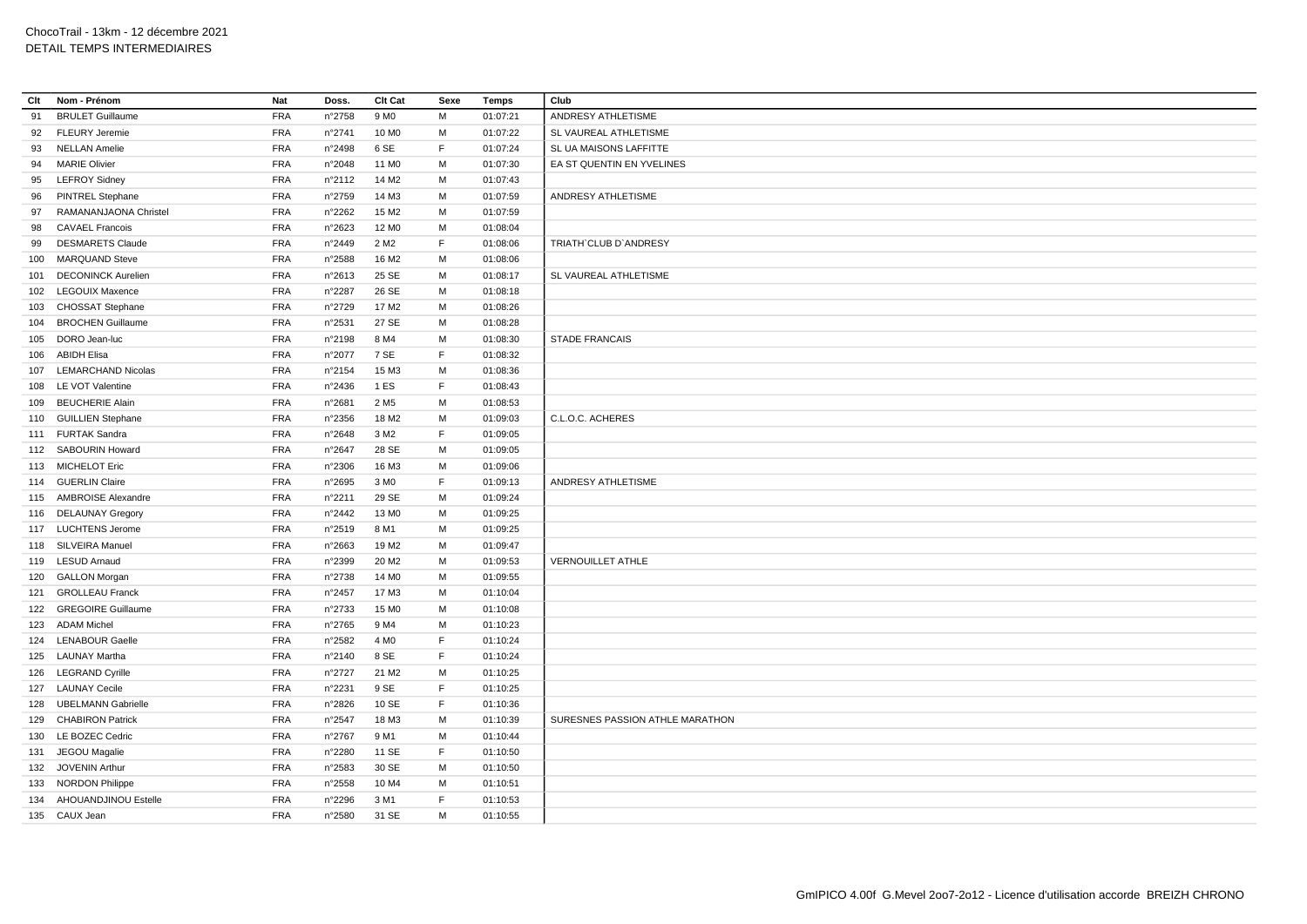ChocoTrail - 13km - 12 décembre 2021
DETAIL TEMPS INTERMEDIAIRES

| Clt | Nom - Prénom | Nat | Doss. | Clt Cat | Sexe | Temps | Club |
|---|---|---|---|---|---|---|---|
| 91 | BRULET Guillaume | FRA | n°2758 | 9 M0 | M | 01:07:21 | ANDRESY ATHLETISME |
| 92 | FLEURY Jeremie | FRA | n°2741 | 10 M0 | M | 01:07:22 | SL VAUREAL ATHLETISME |
| 93 | NELLAN Amelie | FRA | n°2498 | 6 SE | F | 01:07:24 | SL UA MAISONS LAFFITTE |
| 94 | MARIE Olivier | FRA | n°2048 | 11 M0 | M | 01:07:30 | EA ST QUENTIN EN YVELINES |
| 95 | LEFROY Sidney | FRA | n°2112 | 14 M2 | M | 01:07:43 | |
| 96 | PINTREL Stephane | FRA | n°2759 | 14 M3 | M | 01:07:59 | ANDRESY ATHLETISME |
| 97 | RAMANANJAONA Christel | FRA | n°2262 | 15 M2 | M | 01:07:59 | |
| 98 | CAVAEL Francois | FRA | n°2623 | 12 M0 | M | 01:08:04 | |
| 99 | DESMARETS Claude | FRA | n°2449 | 2 M2 | F | 01:08:06 | TRIATH`CLUB D`ANDRESY |
| 100 | MARQUAND Steve | FRA | n°2588 | 16 M2 | M | 01:08:06 | |
| 101 | DECONINCK Aurelien | FRA | n°2613 | 25 SE | M | 01:08:17 | SL VAUREAL ATHLETISME |
| 102 | LEGOUIX Maxence | FRA | n°2287 | 26 SE | M | 01:08:18 | |
| 103 | CHOSSAT Stephane | FRA | n°2729 | 17 M2 | M | 01:08:26 | |
| 104 | BROCHEN Guillaume | FRA | n°2531 | 27 SE | M | 01:08:28 | |
| 105 | DORO Jean-luc | FRA | n°2198 | 8 M4 | M | 01:08:30 | STADE FRANCAIS |
| 106 | ABIDH Elisa | FRA | n°2077 | 7 SE | F | 01:08:32 | |
| 107 | LEMARCHAND Nicolas | FRA | n°2154 | 15 M3 | M | 01:08:36 | |
| 108 | LE VOT Valentine | FRA | n°2436 | 1 ES | F | 01:08:43 | |
| 109 | BEUCHERIE Alain | FRA | n°2681 | 2 M5 | M | 01:08:53 | |
| 110 | GUILLIEN Stephane | FRA | n°2356 | 18 M2 | M | 01:09:03 | C.L.O.C. ACHERES |
| 111 | FURTAK Sandra | FRA | n°2648 | 3 M2 | F | 01:09:05 | |
| 112 | SABOURIN Howard | FRA | n°2647 | 28 SE | M | 01:09:05 | |
| 113 | MICHELOT Eric | FRA | n°2306 | 16 M3 | M | 01:09:06 | |
| 114 | GUERLIN Claire | FRA | n°2695 | 3 M0 | F | 01:09:13 | ANDRESY ATHLETISME |
| 115 | AMBROISE Alexandre | FRA | n°2211 | 29 SE | M | 01:09:24 | |
| 116 | DELAUNAY Gregory | FRA | n°2442 | 13 M0 | M | 01:09:25 | |
| 117 | LUCHTENS Jerome | FRA | n°2519 | 8 M1 | M | 01:09:25 | |
| 118 | SILVEIRA Manuel | FRA | n°2663 | 19 M2 | M | 01:09:47 | |
| 119 | LESUD Arnaud | FRA | n°2399 | 20 M2 | M | 01:09:53 | VERNOUILLET ATHLE |
| 120 | GALLON Morgan | FRA | n°2738 | 14 M0 | M | 01:09:55 | |
| 121 | GROLLEAU Franck | FRA | n°2457 | 17 M3 | M | 01:10:04 | |
| 122 | GREGOIRE Guillaume | FRA | n°2733 | 15 M0 | M | 01:10:08 | |
| 123 | ADAM Michel | FRA | n°2765 | 9 M4 | M | 01:10:23 | |
| 124 | LENABOUR Gaelle | FRA | n°2582 | 4 M0 | F | 01:10:24 | |
| 125 | LAUNAY Martha | FRA | n°2140 | 8 SE | F | 01:10:24 | |
| 126 | LEGRAND Cyrille | FRA | n°2727 | 21 M2 | M | 01:10:25 | |
| 127 | LAUNAY Cecile | FRA | n°2231 | 9 SE | F | 01:10:25 | |
| 128 | UBELMANN Gabrielle | FRA | n°2826 | 10 SE | F | 01:10:36 | |
| 129 | CHABIRON Patrick | FRA | n°2547 | 18 M3 | M | 01:10:39 | SURESNES PASSION ATHLE MARATHON |
| 130 | LE BOZEC Cedric | FRA | n°2767 | 9 M1 | M | 01:10:44 | |
| 131 | JEGOU Magalie | FRA | n°2280 | 11 SE | F | 01:10:50 | |
| 132 | JOVENIN Arthur | FRA | n°2583 | 30 SE | M | 01:10:50 | |
| 133 | NORDON Philippe | FRA | n°2558 | 10 M4 | M | 01:10:51 | |
| 134 | AHOUANDJINOU Estelle | FRA | n°2296 | 3 M1 | F | 01:10:53 | |
| 135 | CAUX Jean | FRA | n°2580 | 31 SE | M | 01:10:55 | |

GmIPICO 4.00f G.Mevel 2oo7-2o12 - Licence d'utilisation accorde BREIZH CHRONO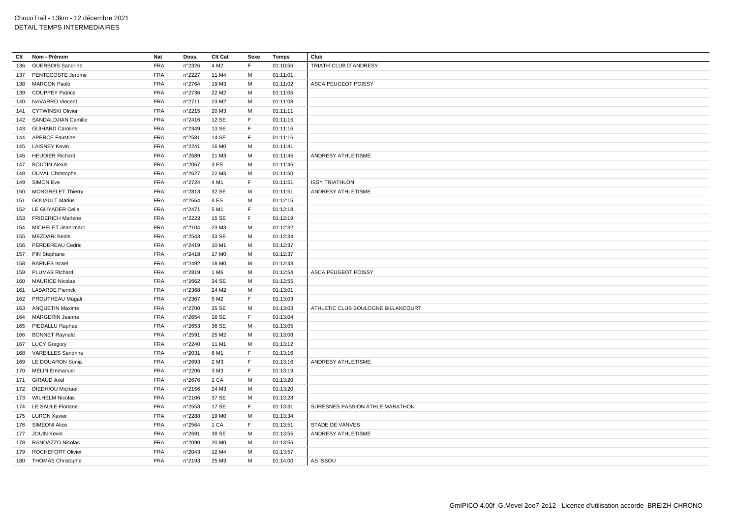ChocoTrail - 13km - 12 décembre 2021
DETAIL TEMPS INTERMEDIAIRES

| Clt | Nom - Prénom | Nat | Doss. | Clt Cat | Sexe | Temps | Club |
|---|---|---|---|---|---|---|---|
| 136 | GUERBOIS Sandrine | FRA | n°2326 | 4 M2 | F | 01:10:56 | TRIATH`CLUB D`ANDRESY |
| 137 | PENTECOSTE Jerome | FRA | n°2227 | 11 M4 | M | 01:11:01 | |
| 138 | MARCON Paolo | FRA | n°2764 | 19 M3 | M | 01:11:02 | ASCA PEUGEOT POISSY |
| 139 | COUPPEY Patrice | FRA | n°2736 | 22 M2 | M | 01:11:06 | |
| 140 | NAVARRO Vincent | FRA | n°2711 | 23 M2 | M | 01:11:08 | |
| 141 | CYTWINSKI Olivier | FRA | n°2215 | 20 M3 | M | 01:11:11 | |
| 142 | SANDALDJIAN Camille | FRA | n°2416 | 12 SE | F | 01:11:15 | |
| 143 | GUIHARD Caroline | FRA | n°2349 | 13 SE | F | 01:11:16 | |
| 144 | APERCE Faustine | FRA | n°2581 | 14 SE | F | 01:11:16 | |
| 145 | LAISNEY Kevin | FRA | n°2241 | 16 M0 | M | 01:11:41 | |
| 146 | HEUDIER Richard | FRA | n°2689 | 21 M3 | M | 01:11:45 | ANDRESY ATHLETISME |
| 147 | BOUTIN Alexis | FRA | n°2067 | 3 ES | M | 01:11:46 | |
| 148 | DUVAL Christophe | FRA | n°2627 | 22 M3 | M | 01:11:50 | |
| 149 | SIMON Eve | FRA | n°2724 | 4 M1 | F | 01:11:51 | ISSY TRIATHLON |
| 150 | MONGRELET Thierry | FRA | n°2813 | 32 SE | M | 01:11:51 | ANDRESY ATHLETISME |
| 151 | GOUAULT Marius | FRA | n°2664 | 4 ES | M | 01:12:15 | |
| 152 | LE GUYADER Celia | FRA | n°2471 | 5 M1 | F | 01:12:18 | |
| 153 | FRIDERICH Marlene | FRA | n°2223 | 15 SE | F | 01:12:19 | |
| 154 | MICHELET Jean-marc | FRA | n°2104 | 23 M3 | M | 01:12:32 | |
| 155 | MEZDARI Bedis | FRA | n°2543 | 33 SE | M | 01:12:34 | |
| 156 | PERDEREAU Cedric | FRA | n°2419 | 10 M1 | M | 01:12:37 | |
| 157 | PIN Stephane | FRA | n°2418 | 17 M0 | M | 01:12:37 | |
| 158 | BARNES Israel | FRA | n°2492 | 18 M0 | M | 01:12:43 | |
| 159 | PLUMAS Richard | FRA | n°2819 | 1 M6 | M | 01:12:54 | ASCA PEUGEOT POISSY |
| 160 | MAURICE Nicolas | FRA | n°2662 | 34 SE | M | 01:12:55 | |
| 161 | LABARDE Pierrick | FRA | n°2368 | 24 M2 | M | 01:13:01 | |
| 162 | PROUTHEAU Magali | FRA | n°2367 | 5 M2 | F | 01:13:03 | |
| 163 | ANQUETIN Maxime | FRA | n°2700 | 35 SE | M | 01:13:03 | ATHLETIC CLUB BOULOGNE BILLANCOURT |
| 164 | MARGERIN Jeanne | FRA | n°2654 | 16 SE | F | 01:13:04 | |
| 165 | PIEDALLU Raphael | FRA | n°2653 | 36 SE | M | 01:13:05 | |
| 166 | BONNET Raynald | FRA | n°2591 | 25 M2 | M | 01:13:08 | |
| 167 | LUCY Gregory | FRA | n°2240 | 11 M1 | M | 01:13:12 | |
| 168 | VAREILLES Sandrine | FRA | n°2031 | 6 M1 | F | 01:13:16 | |
| 169 | LE DOUARON Sonia | FRA | n°2693 | 2 M3 | F | 01:13:16 | ANDRESY ATHLETISME |
| 170 | MELIN Emmanuel | FRA | n°2206 | 3 M3 | F | 01:13:19 | |
| 171 | GIRAUD Axel | FRA | n°2676 | 1 CA | M | 01:13:20 | |
| 172 | DIEDHIOU Michael | FRA | n°2156 | 24 M3 | M | 01:13:20 | |
| 173 | WILHELM Nicolas | FRA | n°2106 | 37 SE | M | 01:13:28 | |
| 174 | LE SAULE Floriane | FRA | n°2553 | 17 SE | F | 01:13:31 | SURESNES PASSION ATHLE MARATHON |
| 175 | LURON Xavier | FRA | n°2288 | 19 M0 | M | 01:13:34 | |
| 176 | SIMEONI Alice | FRA | n°2564 | 1 CA | F | 01:13:51 | STADE DE VANVES |
| 177 | JOUIN Kevin | FRA | n°2691 | 38 SE | M | 01:13:55 | ANDRESY ATHLETISME |
| 178 | RANDAZZO Nicolas | FRA | n°2090 | 20 M0 | M | 01:13:56 | |
| 179 | ROCHEFORT Olivier | FRA | n°2043 | 12 M4 | M | 01:13:57 | |
| 180 | THOMAS Christophe | FRA | n°2193 | 25 M3 | M | 01:14:00 | AS ISSOU |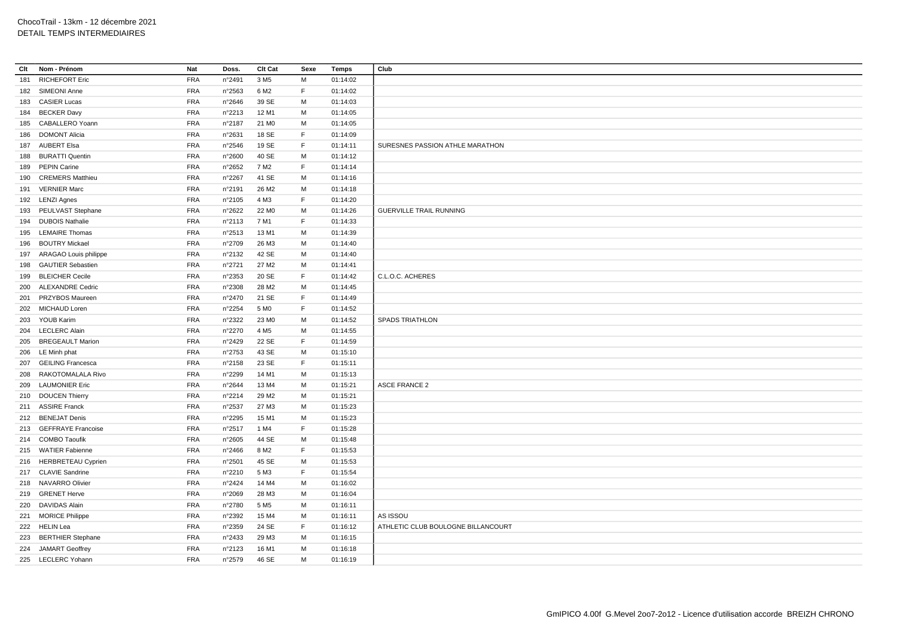ChocoTrail - 13km - 12 décembre 2021
DETAIL TEMPS INTERMEDIAIRES

| Clt | Nom - Prénom | Nat | Doss. | Clt Cat | Sexe | Temps | Club |
|---|---|---|---|---|---|---|---|
| 181 | RICHEFORT Eric | FRA | n°2491 | 3 M5 | M | 01:14:02 | |
| 182 | SIMEONI Anne | FRA | n°2563 | 6 M2 | F | 01:14:02 | |
| 183 | CASIER Lucas | FRA | n°2646 | 39 SE | M | 01:14:03 | |
| 184 | BECKER Davy | FRA | n°2213 | 12 M1 | M | 01:14:05 | |
| 185 | CABALLERO Yoann | FRA | n°2187 | 21 M0 | M | 01:14:05 | |
| 186 | DOMONT Alicia | FRA | n°2631 | 18 SE | F | 01:14:09 | |
| 187 | AUBERT Elsa | FRA | n°2546 | 19 SE | F | 01:14:11 | SURESNES PASSION ATHLE MARATHON |
| 188 | BURATTI Quentin | FRA | n°2600 | 40 SE | M | 01:14:12 | |
| 189 | PEPIN Carine | FRA | n°2652 | 7 M2 | F | 01:14:14 | |
| 190 | CREMERS Matthieu | FRA | n°2267 | 41 SE | M | 01:14:16 | |
| 191 | VERNIER Marc | FRA | n°2191 | 26 M2 | M | 01:14:18 | |
| 192 | LENZI Agnes | FRA | n°2105 | 4 M3 | F | 01:14:20 | |
| 193 | PEULVAST Stephane | FRA | n°2622 | 22 M0 | M | 01:14:26 | GUERVILLE TRAIL RUNNING |
| 194 | DUBOIS Nathalie | FRA | n°2113 | 7 M1 | F | 01:14:33 | |
| 195 | LEMAIRE Thomas | FRA | n°2513 | 13 M1 | M | 01:14:39 | |
| 196 | BOUTRY Mickael | FRA | n°2709 | 26 M3 | M | 01:14:40 | |
| 197 | ARAGAO Louis philippe | FRA | n°2132 | 42 SE | M | 01:14:40 | |
| 198 | GAUTIER Sebastien | FRA | n°2721 | 27 M2 | M | 01:14:41 | |
| 199 | BLEICHER Cecile | FRA | n°2353 | 20 SE | F | 01:14:42 | C.L.O.C. ACHERES |
| 200 | ALEXANDRE Cedric | FRA | n°2308 | 28 M2 | M | 01:14:45 | |
| 201 | PRZYBOS Maureen | FRA | n°2470 | 21 SE | F | 01:14:49 | |
| 202 | MICHAUD Loren | FRA | n°2254 | 5 M0 | F | 01:14:52 | |
| 203 | YOUB Karim | FRA | n°2322 | 23 M0 | M | 01:14:52 | SPADS TRIATHLON |
| 204 | LECLERC Alain | FRA | n°2270 | 4 M5 | M | 01:14:55 | |
| 205 | BREGEAULT Marion | FRA | n°2429 | 22 SE | F | 01:14:59 | |
| 206 | LE Minh phat | FRA | n°2753 | 43 SE | M | 01:15:10 | |
| 207 | GEILING Francesca | FRA | n°2158 | 23 SE | F | 01:15:11 | |
| 208 | RAKOTOMALALA Rivo | FRA | n°2299 | 14 M1 | M | 01:15:13 | |
| 209 | LAUMONIER Eric | FRA | n°2644 | 13 M4 | M | 01:15:21 | ASCE FRANCE 2 |
| 210 | DOUCEN Thierry | FRA | n°2214 | 29 M2 | M | 01:15:21 | |
| 211 | ASSIRE Franck | FRA | n°2537 | 27 M3 | M | 01:15:23 | |
| 212 | BENEJAT Denis | FRA | n°2295 | 15 M1 | M | 01:15:23 | |
| 213 | GEFFRAYE Francoise | FRA | n°2517 | 1 M4 | F | 01:15:28 | |
| 214 | COMBO Taoufik | FRA | n°2605 | 44 SE | M | 01:15:48 | |
| 215 | WATIER Fabienne | FRA | n°2466 | 8 M2 | F | 01:15:53 | |
| 216 | HERBRETEAU Cyprien | FRA | n°2501 | 45 SE | M | 01:15:53 | |
| 217 | CLAVIE Sandrine | FRA | n°2210 | 5 M3 | F | 01:15:54 | |
| 218 | NAVARRO Olivier | FRA | n°2424 | 14 M4 | M | 01:16:02 | |
| 219 | GRENET Herve | FRA | n°2069 | 28 M3 | M | 01:16:04 | |
| 220 | DAVIDAS Alain | FRA | n°2780 | 5 M5 | M | 01:16:11 | |
| 221 | MORICE Philippe | FRA | n°2392 | 15 M4 | M | 01:16:11 | AS ISSOU |
| 222 | HELIN Lea | FRA | n°2359 | 24 SE | F | 01:16:12 | ATHLETIC CLUB BOULOGNE BILLANCOURT |
| 223 | BERTHIER Stephane | FRA | n°2433 | 29 M3 | M | 01:16:15 | |
| 224 | JAMART Geoffrey | FRA | n°2123 | 16 M1 | M | 01:16:18 | |
| 225 | LECLERC Yohann | FRA | n°2579 | 46 SE | M | 01:16:19 | |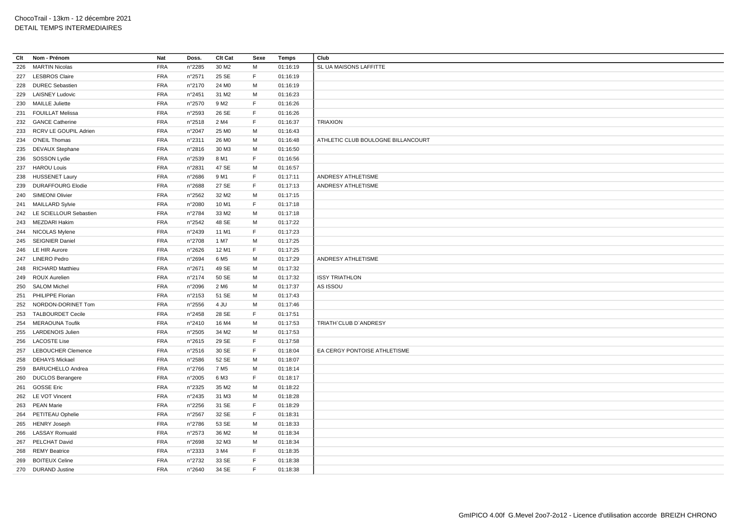ChocoTrail - 13km - 12 décembre 2021
DETAIL TEMPS INTERMEDIAIRES

| Clt | Nom - Prénom | Nat | Doss. | Clt Cat | Sexe | Temps | Club |
|---|---|---|---|---|---|---|---|
| 226 | MARTIN Nicolas | FRA | n°2285 | 30 M2 | M | 01:16:19 | SL UA MAISONS LAFFITTE |
| 227 | LESBROS Claire | FRA | n°2571 | 25 SE | F | 01:16:19 | |
| 228 | DUREC Sebastien | FRA | n°2170 | 24 M0 | M | 01:16:19 | |
| 229 | LAISNEY Ludovic | FRA | n°2451 | 31 M2 | M | 01:16:23 | |
| 230 | MAILLE Juliette | FRA | n°2570 | 9 M2 | F | 01:16:26 | |
| 231 | FOUILLAT Melissa | FRA | n°2593 | 26 SE | F | 01:16:26 | |
| 232 | GANCE Catherine | FRA | n°2518 | 2 M4 | F | 01:16:37 | TRIAXION |
| 233 | RCRV LE GOUPIL Adrien | FRA | n°2047 | 25 M0 | M | 01:16:43 | |
| 234 | O'NEIL Thomas | FRA | n°2311 | 26 M0 | M | 01:16:48 | ATHLETIC CLUB BOULOGNE BILLANCOURT |
| 235 | DEVAUX Stephane | FRA | n°2816 | 30 M3 | M | 01:16:50 | |
| 236 | SOSSON Lydie | FRA | n°2539 | 8 M1 | F | 01:16:56 | |
| 237 | HAROU Louis | FRA | n°2831 | 47 SE | M | 01:16:57 | |
| 238 | HUSSENET Laury | FRA | n°2686 | 9 M1 | F | 01:17:11 | ANDRESY ATHLETISME |
| 239 | DURAFFOURG Elodie | FRA | n°2688 | 27 SE | F | 01:17:13 | ANDRESY ATHLETISME |
| 240 | SIMEONI Olivier | FRA | n°2562 | 32 M2 | M | 01:17:15 | |
| 241 | MAILLARD Sylvie | FRA | n°2080 | 10 M1 | F | 01:17:18 | |
| 242 | LE SCIELLOUR Sebastien | FRA | n°2784 | 33 M2 | M | 01:17:18 | |
| 243 | MEZDARI Hakim | FRA | n°2542 | 48 SE | M | 01:17:22 | |
| 244 | NICOLAS Mylene | FRA | n°2439 | 11 M1 | F | 01:17:23 | |
| 245 | SEIGNIER Daniel | FRA | n°2708 | 1 M7 | M | 01:17:25 | |
| 246 | LE HIR Aurore | FRA | n°2626 | 12 M1 | F | 01:17:25 | |
| 247 | LINERO Pedro | FRA | n°2694 | 6 M5 | M | 01:17:29 | ANDRESY ATHLETISME |
| 248 | RICHARD Matthieu | FRA | n°2671 | 49 SE | M | 01:17:32 | |
| 249 | ROUX Aurelien | FRA | n°2174 | 50 SE | M | 01:17:32 | ISSY TRIATHLON |
| 250 | SALOM Michel | FRA | n°2096 | 2 M6 | M | 01:17:37 | AS ISSOU |
| 251 | PHILIPPE Florian | FRA | n°2153 | 51 SE | M | 01:17:43 | |
| 252 | NORDON-DORINET Tom | FRA | n°2556 | 4 JU | M | 01:17:46 | |
| 253 | TALBOURDET Cecile | FRA | n°2458 | 28 SE | F | 01:17:51 | |
| 254 | MERAOUNA Toufik | FRA | n°2410 | 16 M4 | M | 01:17:53 | TRIATH`CLUB D`ANDRESY |
| 255 | LARDENOIS Julien | FRA | n°2505 | 34 M2 | M | 01:17:53 | |
| 256 | LACOSTE Lise | FRA | n°2615 | 29 SE | F | 01:17:58 | |
| 257 | LEBOUCHER Clemence | FRA | n°2516 | 30 SE | F | 01:18:04 | EA CERGY PONTOISE ATHLETISME |
| 258 | DEHAYS Mickael | FRA | n°2586 | 52 SE | M | 01:18:07 | |
| 259 | BARUCHELLO Andrea | FRA | n°2766 | 7 M5 | M | 01:18:14 | |
| 260 | DUCLOS Berangere | FRA | n°2005 | 6 M3 | F | 01:18:17 | |
| 261 | GOSSE Eric | FRA | n°2325 | 35 M2 | M | 01:18:22 | |
| 262 | LE VOT Vincent | FRA | n°2435 | 31 M3 | M | 01:18:28 | |
| 263 | PEAN Marie | FRA | n°2256 | 31 SE | F | 01:18:29 | |
| 264 | PETITEAU Ophelie | FRA | n°2567 | 32 SE | F | 01:18:31 | |
| 265 | HENRY Joseph | FRA | n°2786 | 53 SE | M | 01:18:33 | |
| 266 | LASSAY Romuald | FRA | n°2573 | 36 M2 | M | 01:18:34 | |
| 267 | PELCHAT David | FRA | n°2698 | 32 M3 | M | 01:18:34 | |
| 268 | REMY Beatrice | FRA | n°2333 | 3 M4 | F | 01:18:35 | |
| 269 | BOITEUX Celine | FRA | n°2732 | 33 SE | F | 01:18:38 | |
| 270 | DURAND Justine | FRA | n°2640 | 34 SE | F | 01:18:38 | |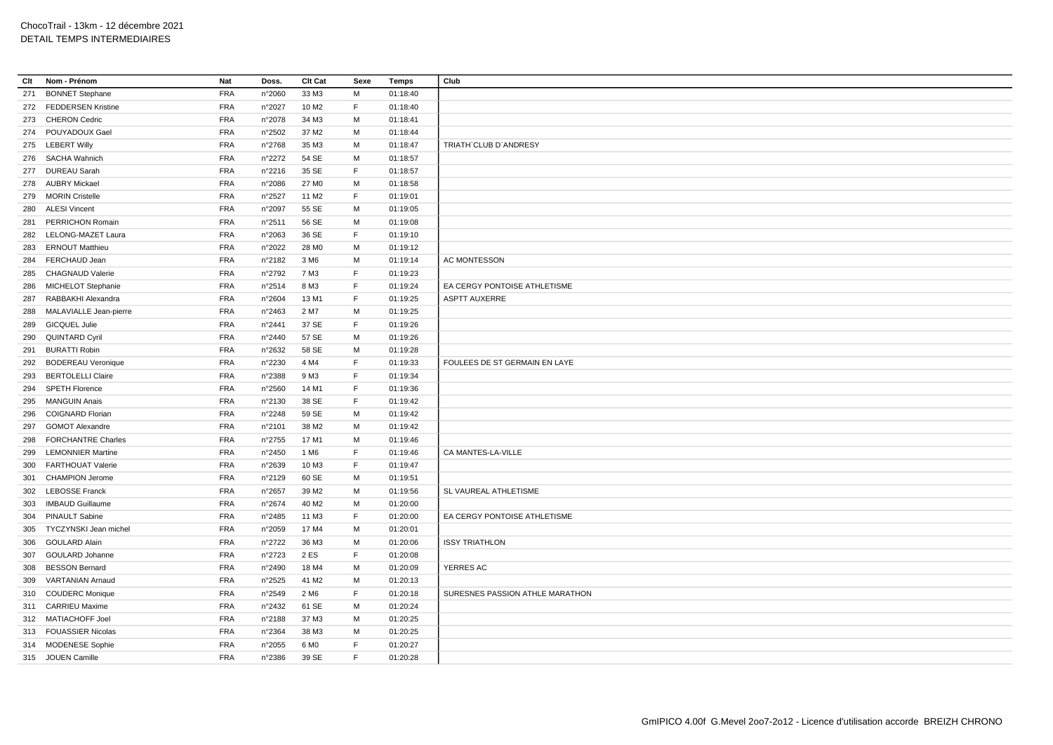ChocoTrail - 13km - 12 décembre 2021
DETAIL TEMPS INTERMEDIAIRES

| Clt | Nom - Prénom | Nat | Doss. | Clt Cat | Sexe | Temps | Club |
|---|---|---|---|---|---|---|---|
| 271 | BONNET Stephane | FRA | n°2060 | 33 M3 | M | 01:18:40 | |
| 272 | FEDDERSEN Kristine | FRA | n°2027 | 10 M2 | F | 01:18:40 | |
| 273 | CHERON Cedric | FRA | n°2078 | 34 M3 | M | 01:18:41 | |
| 274 | POUYADOUX Gael | FRA | n°2502 | 37 M2 | M | 01:18:44 | |
| 275 | LEBERT Willy | FRA | n°2768 | 35 M3 | M | 01:18:47 | TRIATH`CLUB D`ANDRESY |
| 276 | SACHA Wahnich | FRA | n°2272 | 54 SE | M | 01:18:57 | |
| 277 | DUREAU Sarah | FRA | n°2216 | 35 SE | F | 01:18:57 | |
| 278 | AUBRY Mickael | FRA | n°2086 | 27 M0 | M | 01:18:58 | |
| 279 | MORIN Cristelle | FRA | n°2527 | 11 M2 | F | 01:19:01 | |
| 280 | ALESI Vincent | FRA | n°2097 | 55 SE | M | 01:19:05 | |
| 281 | PERRICHON Romain | FRA | n°2511 | 56 SE | M | 01:19:08 | |
| 282 | LELONG-MAZET Laura | FRA | n°2063 | 36 SE | F | 01:19:10 | |
| 283 | ERNOUT Matthieu | FRA | n°2022 | 28 M0 | M | 01:19:12 | |
| 284 | FERCHAUD Jean | FRA | n°2182 | 3 M6 | M | 01:19:14 | AC MONTESSON |
| 285 | CHAGNAUD Valerie | FRA | n°2792 | 7 M3 | F | 01:19:23 | |
| 286 | MICHELOT Stephanie | FRA | n°2514 | 8 M3 | F | 01:19:24 | EA CERGY PONTOISE ATHLETISME |
| 287 | RABBAKHI Alexandra | FRA | n°2604 | 13 M1 | F | 01:19:25 | ASPTT AUXERRE |
| 288 | MALAVIALLE Jean-pierre | FRA | n°2463 | 2 M7 | M | 01:19:25 | |
| 289 | GICQUEL Julie | FRA | n°2441 | 37 SE | F | 01:19:26 | |
| 290 | QUINTARD Cyril | FRA | n°2440 | 57 SE | M | 01:19:26 | |
| 291 | BURATTI Robin | FRA | n°2632 | 58 SE | M | 01:19:28 | |
| 292 | BODEREAU Veronique | FRA | n°2230 | 4 M4 | F | 01:19:33 | FOULEES DE ST GERMAIN EN LAYE |
| 293 | BERTOLELLI Claire | FRA | n°2388 | 9 M3 | F | 01:19:34 | |
| 294 | SPETH Florence | FRA | n°2560 | 14 M1 | F | 01:19:36 | |
| 295 | MANGUIN Anais | FRA | n°2130 | 38 SE | F | 01:19:42 | |
| 296 | COIGNARD Florian | FRA | n°2248 | 59 SE | M | 01:19:42 | |
| 297 | GOMOT Alexandre | FRA | n°2101 | 38 M2 | M | 01:19:42 | |
| 298 | FORCHANTRE Charles | FRA | n°2755 | 17 M1 | M | 01:19:46 | |
| 299 | LEMONNIER Martine | FRA | n°2450 | 1 M6 | F | 01:19:46 | CA MANTES-LA-VILLE |
| 300 | FARTHOUAT Valerie | FRA | n°2639 | 10 M3 | F | 01:19:47 | |
| 301 | CHAMPION Jerome | FRA | n°2129 | 60 SE | M | 01:19:51 | |
| 302 | LEBOSSE Franck | FRA | n°2657 | 39 M2 | M | 01:19:56 | SL VAUREAL ATHLETISME |
| 303 | IMBAUD Guillaume | FRA | n°2674 | 40 M2 | M | 01:20:00 | |
| 304 | PINAULT Sabine | FRA | n°2485 | 11 M3 | F | 01:20:00 | EA CERGY PONTOISE ATHLETISME |
| 305 | TYCZYNSKI Jean michel | FRA | n°2059 | 17 M4 | M | 01:20:01 | |
| 306 | GOULARD Alain | FRA | n°2722 | 36 M3 | M | 01:20:06 | ISSY TRIATHLON |
| 307 | GOULARD Johanne | FRA | n°2723 | 2 ES | F | 01:20:08 | |
| 308 | BESSON Bernard | FRA | n°2490 | 18 M4 | M | 01:20:09 | YERRES AC |
| 309 | VARTANIAN Arnaud | FRA | n°2525 | 41 M2 | M | 01:20:13 | |
| 310 | COUDERC Monique | FRA | n°2549 | 2 M6 | F | 01:20:18 | SURESNES PASSION ATHLE MARATHON |
| 311 | CARRIEU Maxime | FRA | n°2432 | 61 SE | M | 01:20:24 | |
| 312 | MATIACHOFF Joel | FRA | n°2188 | 37 M3 | M | 01:20:25 | |
| 313 | FOUASSIER Nicolas | FRA | n°2364 | 38 M3 | M | 01:20:25 | |
| 314 | MODENESE Sophie | FRA | n°2055 | 6 M0 | F | 01:20:27 | |
| 315 | JOUEN Camille | FRA | n°2386 | 39 SE | F | 01:20:28 | |

GmIPICO 4.00f G.Mevel 2oo7-2o12 - Licence d'utilisation accorde BREIZH CHRONO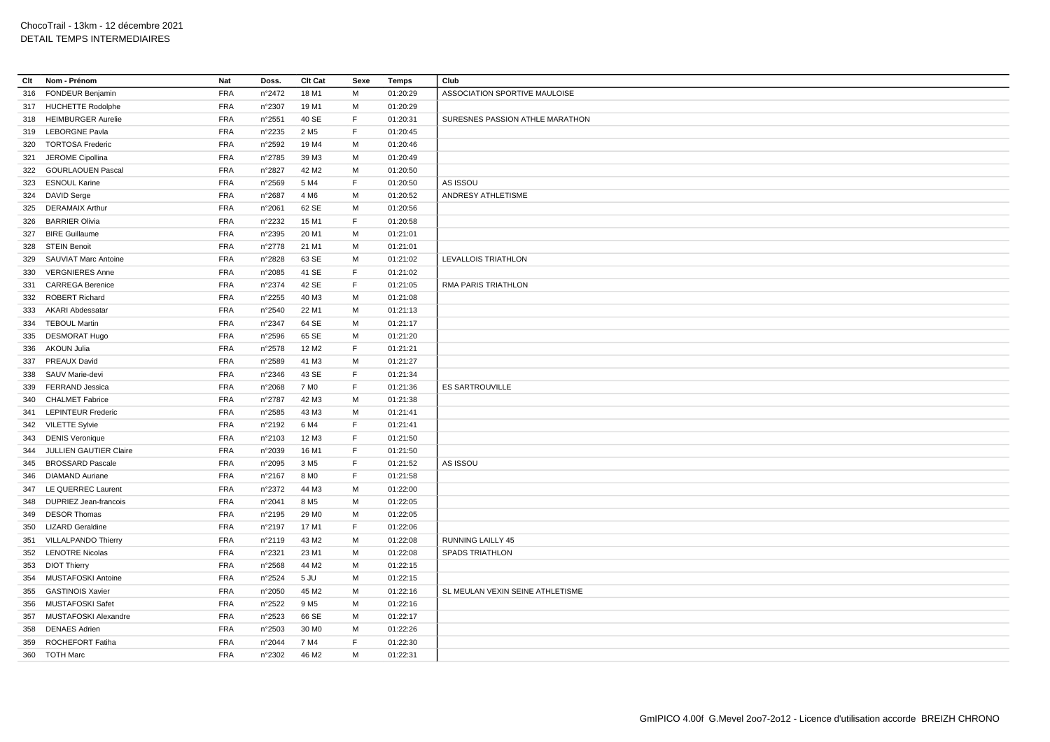ChocoTrail - 13km - 12 décembre 2021
DETAIL TEMPS INTERMEDIAIRES

| Clt | Nom - Prénom | Nat | Doss. | Clt Cat | Sexe | Temps | Club |
|---|---|---|---|---|---|---|---|
| 316 | FONDEUR Benjamin | FRA | n°2472 | 18 M1 | M | 01:20:29 | ASSOCIATION SPORTIVE MAULOISE |
| 317 | HUCHETTE Rodolphe | FRA | n°2307 | 19 M1 | M | 01:20:29 | |
| 318 | HEIMBURGER Aurelie | FRA | n°2551 | 40 SE | F | 01:20:31 | SURESNES PASSION ATHLE MARATHON |
| 319 | LEBORGNE Pavla | FRA | n°2235 | 2 M5 | F | 01:20:45 | |
| 320 | TORTOSA Frederic | FRA | n°2592 | 19 M4 | M | 01:20:46 | |
| 321 | JEROME Cipollina | FRA | n°2785 | 39 M3 | M | 01:20:49 | |
| 322 | GOURLAOUEN Pascal | FRA | n°2827 | 42 M2 | M | 01:20:50 | |
| 323 | ESNOUL Karine | FRA | n°2569 | 5 M4 | F | 01:20:50 | AS ISSOU |
| 324 | DAVID Serge | FRA | n°2687 | 4 M6 | M | 01:20:52 | ANDRESY ATHLETISME |
| 325 | DERAMAIX Arthur | FRA | n°2061 | 62 SE | M | 01:20:56 | |
| 326 | BARRIER Olivia | FRA | n°2232 | 15 M1 | F | 01:20:58 | |
| 327 | BIRE Guillaume | FRA | n°2395 | 20 M1 | M | 01:21:01 | |
| 328 | STEIN Benoit | FRA | n°2778 | 21 M1 | M | 01:21:01 | |
| 329 | SAUVIAT Marc Antoine | FRA | n°2828 | 63 SE | M | 01:21:02 | LEVALLOIS TRIATHLON |
| 330 | VERGNIERES Anne | FRA | n°2085 | 41 SE | F | 01:21:02 | |
| 331 | CARREGA Berenice | FRA | n°2374 | 42 SE | F | 01:21:05 | RMA PARIS TRIATHLON |
| 332 | ROBERT Richard | FRA | n°2255 | 40 M3 | M | 01:21:08 | |
| 333 | AKARI Abdessatar | FRA | n°2540 | 22 M1 | M | 01:21:13 | |
| 334 | TEBOUL Martin | FRA | n°2347 | 64 SE | M | 01:21:17 | |
| 335 | DESMORAT Hugo | FRA | n°2596 | 65 SE | M | 01:21:20 | |
| 336 | AKOUN Julia | FRA | n°2578 | 12 M2 | F | 01:21:21 | |
| 337 | PREAUX David | FRA | n°2589 | 41 M3 | M | 01:21:27 | |
| 338 | SAUV Marie-devi | FRA | n°2346 | 43 SE | F | 01:21:34 | |
| 339 | FERRAND Jessica | FRA | n°2068 | 7 M0 | F | 01:21:36 | ES SARTROUVILLE |
| 340 | CHALMET Fabrice | FRA | n°2787 | 42 M3 | M | 01:21:38 | |
| 341 | LEPINTEUR Frederic | FRA | n°2585 | 43 M3 | M | 01:21:41 | |
| 342 | VILETTE Sylvie | FRA | n°2192 | 6 M4 | F | 01:21:41 | |
| 343 | DENIS Veronique | FRA | n°2103 | 12 M3 | F | 01:21:50 | |
| 344 | JULLIEN GAUTIER Claire | FRA | n°2039 | 16 M1 | F | 01:21:50 | |
| 345 | BROSSARD Pascale | FRA | n°2095 | 3 M5 | F | 01:21:52 | AS ISSOU |
| 346 | DIAMAND Auriane | FRA | n°2167 | 8 M0 | F | 01:21:58 | |
| 347 | LE QUERREC Laurent | FRA | n°2372 | 44 M3 | M | 01:22:00 | |
| 348 | DUPRIEZ Jean-francois | FRA | n°2041 | 8 M5 | M | 01:22:05 | |
| 349 | DESOR Thomas | FRA | n°2195 | 29 M0 | M | 01:22:05 | |
| 350 | LIZARD Geraldine | FRA | n°2197 | 17 M1 | F | 01:22:06 | |
| 351 | VILLALPANDO Thierry | FRA | n°2119 | 43 M2 | M | 01:22:08 | RUNNING LAILLY 45 |
| 352 | LENOTRE Nicolas | FRA | n°2321 | 23 M1 | M | 01:22:08 | SPADS TRIATHLON |
| 353 | DIOT Thierry | FRA | n°2568 | 44 M2 | M | 01:22:15 | |
| 354 | MUSTAFOSKI Antoine | FRA | n°2524 | 5 JU | M | 01:22:15 | |
| 355 | GASTINOIS Xavier | FRA | n°2050 | 45 M2 | M | 01:22:16 | SL MEULAN VEXIN SEINE ATHLETISME |
| 356 | MUSTAFOSKI Safet | FRA | n°2522 | 9 M5 | M | 01:22:16 | |
| 357 | MUSTAFOSKI Alexandre | FRA | n°2523 | 66 SE | M | 01:22:17 | |
| 358 | DENAES Adrien | FRA | n°2503 | 30 M0 | M | 01:22:26 | |
| 359 | ROCHEFORT Fatiha | FRA | n°2044 | 7 M4 | F | 01:22:30 | |
| 360 | TOTH Marc | FRA | n°2302 | 46 M2 | M | 01:22:31 | |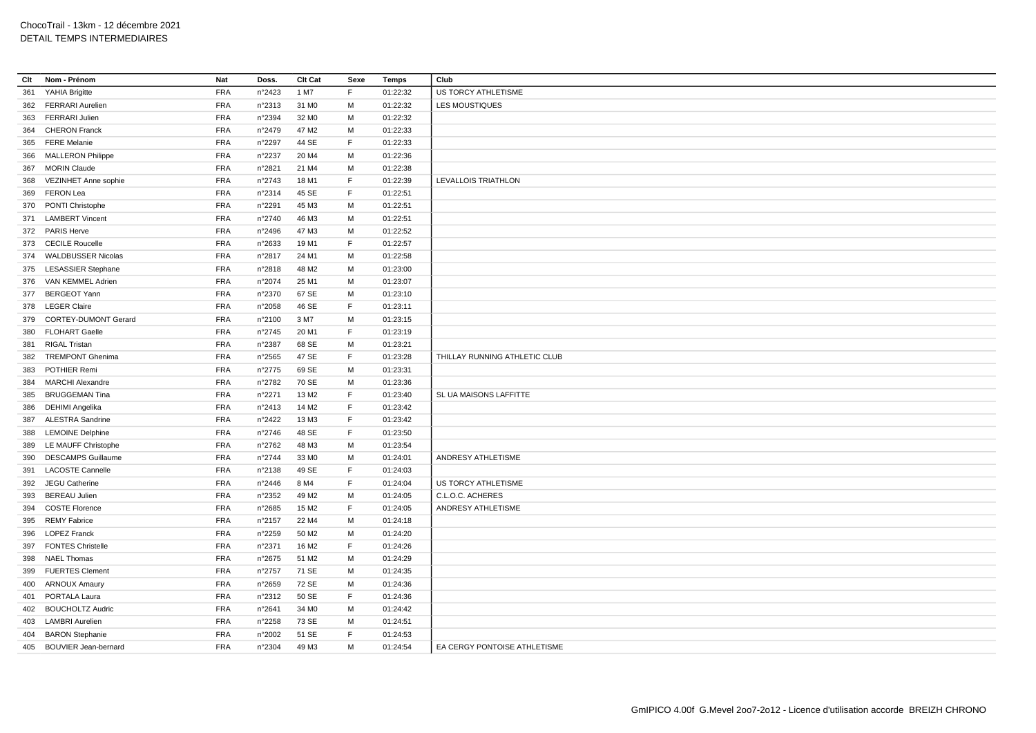ChocoTrail - 13km - 12 décembre 2021
DETAIL TEMPS INTERMEDIAIRES

| Clt | Nom - Prénom | Nat | Doss. | Clt Cat | Sexe | Temps | Club |
|---|---|---|---|---|---|---|---|
| 361 | YAHIA Brigitte | FRA | n°2423 | 1 M7 | F | 01:22:32 | US TORCY ATHLETISME |
| 362 | FERRARI Aurelien | FRA | n°2313 | 31 M0 | M | 01:22:32 | LES MOUSTIQUES |
| 363 | FERRARI Julien | FRA | n°2394 | 32 M0 | M | 01:22:32 | |
| 364 | CHERON Franck | FRA | n°2479 | 47 M2 | M | 01:22:33 | |
| 365 | FERE Melanie | FRA | n°2297 | 44 SE | F | 01:22:33 | |
| 366 | MALLERON Philippe | FRA | n°2237 | 20 M4 | M | 01:22:36 | |
| 367 | MORIN Claude | FRA | n°2821 | 21 M4 | M | 01:22:38 | |
| 368 | VEZINHET Anne sophie | FRA | n°2743 | 18 M1 | F | 01:22:39 | LEVALLOIS TRIATHLON |
| 369 | FERON Lea | FRA | n°2314 | 45 SE | F | 01:22:51 | |
| 370 | PONTI Christophe | FRA | n°2291 | 45 M3 | M | 01:22:51 | |
| 371 | LAMBERT Vincent | FRA | n°2740 | 46 M3 | M | 01:22:51 | |
| 372 | PARIS Herve | FRA | n°2496 | 47 M3 | M | 01:22:52 | |
| 373 | CECILE Roucelle | FRA | n°2633 | 19 M1 | F | 01:22:57 | |
| 374 | WALDBUSSER Nicolas | FRA | n°2817 | 24 M1 | M | 01:22:58 | |
| 375 | LESASSIER Stephane | FRA | n°2818 | 48 M2 | M | 01:23:00 | |
| 376 | VAN KEMMEL Adrien | FRA | n°2074 | 25 M1 | M | 01:23:07 | |
| 377 | BERGEOT Yann | FRA | n°2370 | 67 SE | M | 01:23:10 | |
| 378 | LEGER Claire | FRA | n°2058 | 46 SE | F | 01:23:11 | |
| 379 | CORTEY-DUMONT Gerard | FRA | n°2100 | 3 M7 | M | 01:23:15 | |
| 380 | FLOHART Gaelle | FRA | n°2745 | 20 M1 | F | 01:23:19 | |
| 381 | RIGAL Tristan | FRA | n°2387 | 68 SE | M | 01:23:21 | |
| 382 | TREMPONT Ghenima | FRA | n°2565 | 47 SE | F | 01:23:28 | THILLAY RUNNING ATHLETIC CLUB |
| 383 | POTHIER Remi | FRA | n°2775 | 69 SE | M | 01:23:31 | |
| 384 | MARCHI Alexandre | FRA | n°2782 | 70 SE | M | 01:23:36 | |
| 385 | BRUGGEMAN Tina | FRA | n°2271 | 13 M2 | F | 01:23:40 | SL UA MAISONS LAFFITTE |
| 386 | DEHIMI Angelika | FRA | n°2413 | 14 M2 | F | 01:23:42 | |
| 387 | ALESTRA Sandrine | FRA | n°2422 | 13 M3 | F | 01:23:42 | |
| 388 | LEMOINE Delphine | FRA | n°2746 | 48 SE | F | 01:23:50 | |
| 389 | LE MAUFF Christophe | FRA | n°2762 | 48 M3 | M | 01:23:54 | |
| 390 | DESCAMPS Guillaume | FRA | n°2744 | 33 M0 | M | 01:24:01 | ANDRESY ATHLETISME |
| 391 | LACOSTE Cannelle | FRA | n°2138 | 49 SE | F | 01:24:03 | |
| 392 | JEGU Catherine | FRA | n°2446 | 8 M4 | F | 01:24:04 | US TORCY ATHLETISME |
| 393 | BEREAU Julien | FRA | n°2352 | 49 M2 | M | 01:24:05 | C.L.O.C. ACHERES |
| 394 | COSTE Florence | FRA | n°2685 | 15 M2 | F | 01:24:05 | ANDRESY ATHLETISME |
| 395 | REMY Fabrice | FRA | n°2157 | 22 M4 | M | 01:24:18 | |
| 396 | LOPEZ Franck | FRA | n°2259 | 50 M2 | M | 01:24:20 | |
| 397 | FONTES Christelle | FRA | n°2371 | 16 M2 | F | 01:24:26 | |
| 398 | NAEL Thomas | FRA | n°2675 | 51 M2 | M | 01:24:29 | |
| 399 | FUERTES Clement | FRA | n°2757 | 71 SE | M | 01:24:35 | |
| 400 | ARNOUX Amaury | FRA | n°2659 | 72 SE | M | 01:24:36 | |
| 401 | PORTALA Laura | FRA | n°2312 | 50 SE | F | 01:24:36 | |
| 402 | BOUCHOLTZ Audric | FRA | n°2641 | 34 M0 | M | 01:24:42 | |
| 403 | LAMBRI Aurelien | FRA | n°2258 | 73 SE | M | 01:24:51 | |
| 404 | BARON Stephanie | FRA | n°2002 | 51 SE | F | 01:24:53 | |
| 405 | BOUVIER Jean-bernard | FRA | n°2304 | 49 M3 | M | 01:24:54 | EA CERGY PONTOISE ATHLETISME |

GmIPICO 4.00f G.Mevel 2oo7-2o12 - Licence d'utilisation accorde BREIZH CHRONO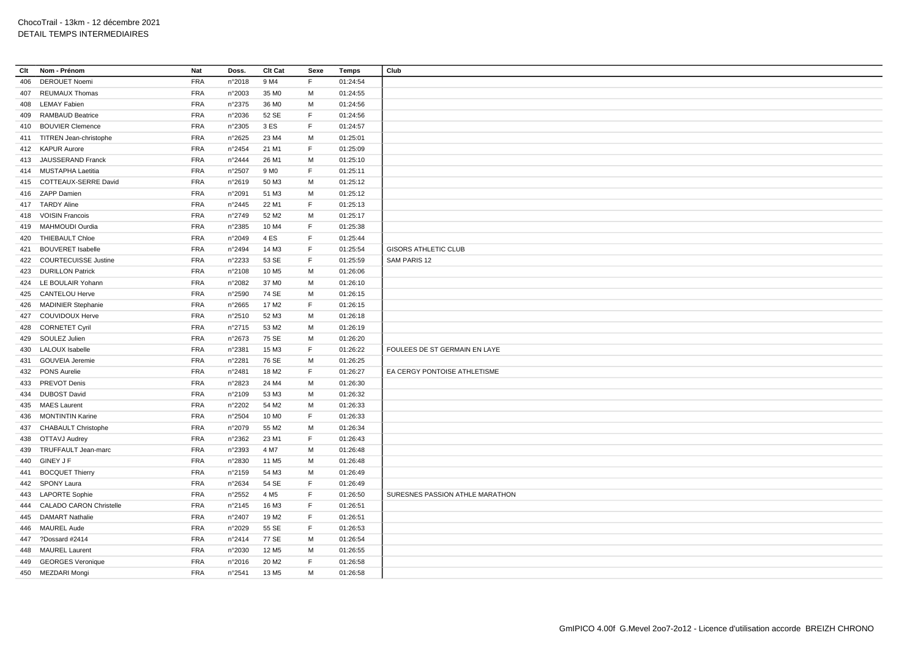ChocoTrail - 13km - 12 décembre 2021
DETAIL TEMPS INTERMEDIAIRES

| Clt | Nom - Prénom | Nat | Doss. | Clt Cat | Sexe | Temps | Club |
|---|---|---|---|---|---|---|---|
| 406 | DEROUET Noemi | FRA | n°2018 | 9 M4 | F | 01:24:54 | |
| 407 | REUMAUX Thomas | FRA | n°2003 | 35 M0 | M | 01:24:55 | |
| 408 | LEMAY Fabien | FRA | n°2375 | 36 M0 | M | 01:24:56 | |
| 409 | RAMBAUD Beatrice | FRA | n°2036 | 52 SE | F | 01:24:56 | |
| 410 | BOUVIER Clemence | FRA | n°2305 | 3 ES | F | 01:24:57 | |
| 411 | TITREN Jean-christophe | FRA | n°2625 | 23 M4 | M | 01:25:01 | |
| 412 | KAPUR Aurore | FRA | n°2454 | 21 M1 | F | 01:25:09 | |
| 413 | JAUSSERAND Franck | FRA | n°2444 | 26 M1 | M | 01:25:10 | |
| 414 | MUSTAPHA Laetitia | FRA | n°2507 | 9 M0 | F | 01:25:11 | |
| 415 | COTTEAUX-SERRE David | FRA | n°2619 | 50 M3 | M | 01:25:12 | |
| 416 | ZAPP Damien | FRA | n°2091 | 51 M3 | M | 01:25:12 | |
| 417 | TARDY Aline | FRA | n°2445 | 22 M1 | F | 01:25:13 | |
| 418 | VOISIN Francois | FRA | n°2749 | 52 M2 | M | 01:25:17 | |
| 419 | MAHMOUDI Ourdia | FRA | n°2385 | 10 M4 | F | 01:25:38 | |
| 420 | THIEBAULT Chloe | FRA | n°2049 | 4 ES | F | 01:25:44 | |
| 421 | BOUVERET Isabelle | FRA | n°2494 | 14 M3 | F | 01:25:54 | GISORS ATHLETIC CLUB |
| 422 | COURTECUISSE Justine | FRA | n°2233 | 53 SE | F | 01:25:59 | SAM PARIS 12 |
| 423 | DURILLON Patrick | FRA | n°2108 | 10 M5 | M | 01:26:06 | |
| 424 | LE BOULAIR Yohann | FRA | n°2082 | 37 M0 | M | 01:26:10 | |
| 425 | CANTELOU Herve | FRA | n°2590 | 74 SE | M | 01:26:15 | |
| 426 | MADINIER Stephanie | FRA | n°2665 | 17 M2 | F | 01:26:15 | |
| 427 | COUVIDOUX Herve | FRA | n°2510 | 52 M3 | M | 01:26:18 | |
| 428 | CORNETET Cyril | FRA | n°2715 | 53 M2 | M | 01:26:19 | |
| 429 | SOULEZ Julien | FRA | n°2673 | 75 SE | M | 01:26:20 | |
| 430 | LALOUX Isabelle | FRA | n°2381 | 15 M3 | F | 01:26:22 | FOULEES DE ST GERMAIN EN LAYE |
| 431 | GOUVEIA Jeremie | FRA | n°2281 | 76 SE | M | 01:26:25 | |
| 432 | PONS Aurelie | FRA | n°2481 | 18 M2 | F | 01:26:27 | EA CERGY PONTOISE ATHLETISME |
| 433 | PREVOT Denis | FRA | n°2823 | 24 M4 | M | 01:26:30 | |
| 434 | DUBOST David | FRA | n°2109 | 53 M3 | M | 01:26:32 | |
| 435 | MAES Laurent | FRA | n°2202 | 54 M2 | M | 01:26:33 | |
| 436 | MONTINTIN Karine | FRA | n°2504 | 10 M0 | F | 01:26:33 | |
| 437 | CHABAULT Christophe | FRA | n°2079 | 55 M2 | M | 01:26:34 | |
| 438 | OTTAVJ Audrey | FRA | n°2362 | 23 M1 | F | 01:26:43 | |
| 439 | TRUFFAULT Jean-marc | FRA | n°2393 | 4 M7 | M | 01:26:48 | |
| 440 | GINEY J F | FRA | n°2830 | 11 M5 | M | 01:26:48 | |
| 441 | BOCQUET Thierry | FRA | n°2159 | 54 M3 | M | 01:26:49 | |
| 442 | SPONY Laura | FRA | n°2634 | 54 SE | F | 01:26:49 | |
| 443 | LAPORTE Sophie | FRA | n°2552 | 4 M5 | F | 01:26:50 | SURESNES PASSION ATHLE MARATHON |
| 444 | CALADO CARON Christelle | FRA | n°2145 | 16 M3 | F | 01:26:51 | |
| 445 | DAMART Nathalie | FRA | n°2407 | 19 M2 | F | 01:26:51 | |
| 446 | MAUREL Aude | FRA | n°2029 | 55 SE | F | 01:26:53 | |
| 447 | ?Dossard #2414 | FRA | n°2414 | 77 SE | M | 01:26:54 | |
| 448 | MAUREL Laurent | FRA | n°2030 | 12 M5 | M | 01:26:55 | |
| 449 | GEORGES Veronique | FRA | n°2016 | 20 M2 | F | 01:26:58 | |
| 450 | MEZDARI Mongi | FRA | n°2541 | 13 M5 | M | 01:26:58 | |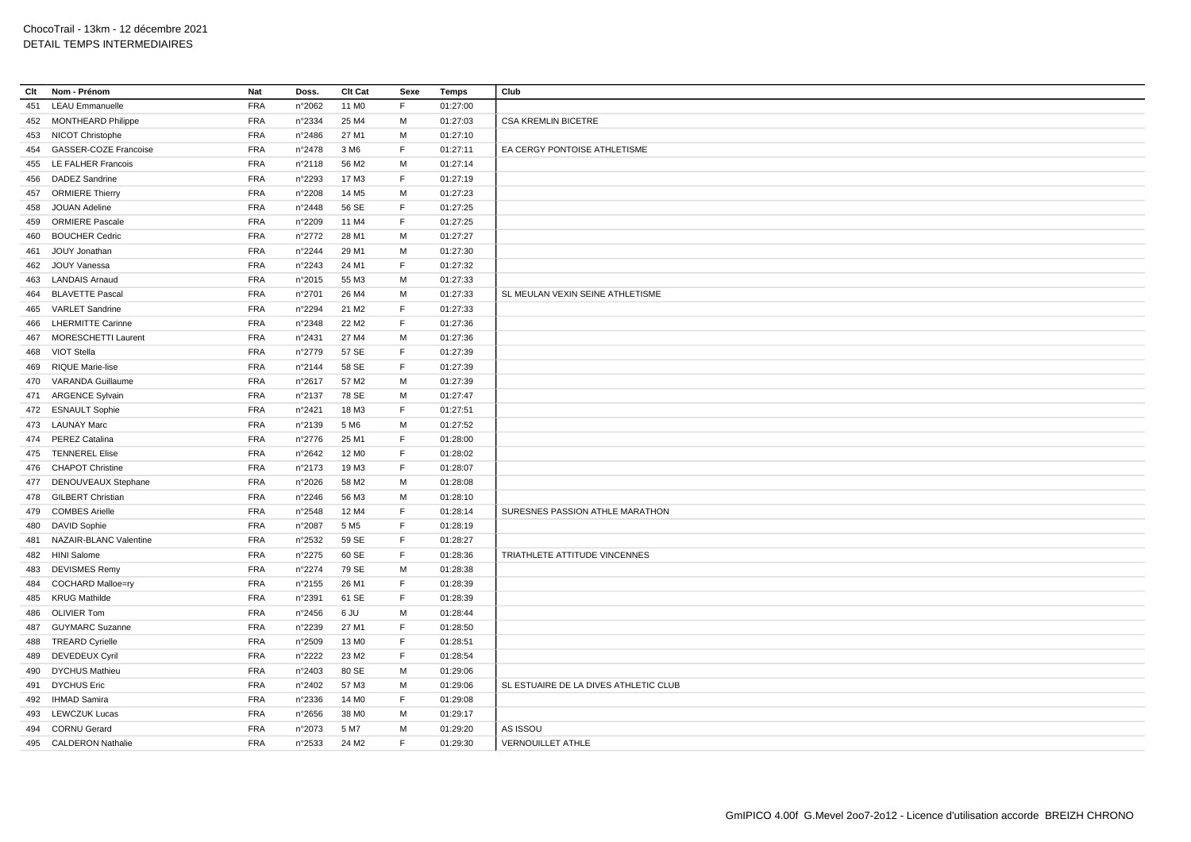ChocoTrail - 13km - 12 décembre 2021
DETAIL TEMPS INTERMEDIAIRES

| Clt | Nom - Prénom | Nat | Doss. | Clt Cat | Sexe | Temps | Club |
|---|---|---|---|---|---|---|---|
| 451 | LEAU Emmanuelle | FRA | n°2062 | 11 M0 | F | 01:27:00 | |
| 452 | MONTHEARD Philippe | FRA | n°2334 | 25 M4 | M | 01:27:03 | CSA KREMLIN BICETRE |
| 453 | NICOT Christophe | FRA | n°2486 | 27 M1 | M | 01:27:10 | |
| 454 | GASSER-COZE Francoise | FRA | n°2478 | 3 M6 | F | 01:27:11 | EA CERGY PONTOISE ATHLETISME |
| 455 | LE FALHER Francois | FRA | n°2118 | 56 M2 | M | 01:27:14 | |
| 456 | DADEZ Sandrine | FRA | n°2293 | 17 M3 | F | 01:27:19 | |
| 457 | ORMIERE Thierry | FRA | n°2208 | 14 M5 | M | 01:27:23 | |
| 458 | JOUAN Adeline | FRA | n°2448 | 56 SE | F | 01:27:25 | |
| 459 | ORMIERE Pascale | FRA | n°2209 | 11 M4 | F | 01:27:25 | |
| 460 | BOUCHER Cedric | FRA | n°2772 | 28 M1 | M | 01:27:27 | |
| 461 | JOUY Jonathan | FRA | n°2244 | 29 M1 | M | 01:27:30 | |
| 462 | JOUY Vanessa | FRA | n°2243 | 24 M1 | F | 01:27:32 | |
| 463 | LANDAIS Arnaud | FRA | n°2015 | 55 M3 | M | 01:27:33 | |
| 464 | BLAVETTE Pascal | FRA | n°2701 | 26 M4 | M | 01:27:33 | SL MEULAN VEXIN SEINE ATHLETISME |
| 465 | VARLET Sandrine | FRA | n°2294 | 21 M2 | F | 01:27:33 | |
| 466 | LHERMITTE Carinne | FRA | n°2348 | 22 M2 | F | 01:27:36 | |
| 467 | MORESCHETTI Laurent | FRA | n°2431 | 27 M4 | M | 01:27:36 | |
| 468 | VIOT Stella | FRA | n°2779 | 57 SE | F | 01:27:39 | |
| 469 | RIQUE Marie-lise | FRA | n°2144 | 58 SE | F | 01:27:39 | |
| 470 | VARANDA Guillaume | FRA | n°2617 | 57 M2 | M | 01:27:39 | |
| 471 | ARGENCE Sylvain | FRA | n°2137 | 78 SE | M | 01:27:47 | |
| 472 | ESNAULT Sophie | FRA | n°2421 | 18 M3 | F | 01:27:51 | |
| 473 | LAUNAY Marc | FRA | n°2139 | 5 M6 | M | 01:27:52 | |
| 474 | PEREZ Catalina | FRA | n°2776 | 25 M1 | F | 01:28:00 | |
| 475 | TENNEREL Elise | FRA | n°2642 | 12 M0 | F | 01:28:02 | |
| 476 | CHAPOT Christine | FRA | n°2173 | 19 M3 | F | 01:28:07 | |
| 477 | DENOUVEAUX Stephane | FRA | n°2026 | 58 M2 | M | 01:28:08 | |
| 478 | GILBERT Christian | FRA | n°2246 | 56 M3 | M | 01:28:10 | |
| 479 | COMBES Arielle | FRA | n°2548 | 12 M4 | F | 01:28:14 | SURESNES PASSION ATHLE MARATHON |
| 480 | DAVID Sophie | FRA | n°2087 | 5 M5 | F | 01:28:19 | |
| 481 | NAZAIR-BLANC Valentine | FRA | n°2532 | 59 SE | F | 01:28:27 | |
| 482 | HINI Salome | FRA | n°2275 | 60 SE | F | 01:28:36 | TRIATHLETE ATTITUDE VINCENNES |
| 483 | DEVISMES Remy | FRA | n°2274 | 79 SE | M | 01:28:38 | |
| 484 | COCHARD Malloe=ry | FRA | n°2155 | 26 M1 | F | 01:28:39 | |
| 485 | KRUG Mathilde | FRA | n°2391 | 61 SE | F | 01:28:39 | |
| 486 | OLIVIER Tom | FRA | n°2456 | 6 JU | M | 01:28:44 | |
| 487 | GUYMARC Suzanne | FRA | n°2239 | 27 M1 | F | 01:28:50 | |
| 488 | TREARD Cyrielle | FRA | n°2509 | 13 M0 | F | 01:28:51 | |
| 489 | DEVEDEUX Cyril | FRA | n°2222 | 23 M2 | F | 01:28:54 | |
| 490 | DYCHUS Mathieu | FRA | n°2403 | 80 SE | M | 01:29:06 | |
| 491 | DYCHUS Eric | FRA | n°2402 | 57 M3 | M | 01:29:06 | SL ESTUAIRE DE LA DIVES ATHLETIC CLUB |
| 492 | IHMAD Samira | FRA | n°2336 | 14 M0 | F | 01:29:08 | |
| 493 | LEWCZUK Lucas | FRA | n°2656 | 38 M0 | M | 01:29:17 | |
| 494 | CORNU Gerard | FRA | n°2073 | 5 M7 | M | 01:29:20 | AS ISSOU |
| 495 | CALDERON Nathalie | FRA | n°2533 | 24 M2 | F | 01:29:30 | VERNOUILLET ATHLE |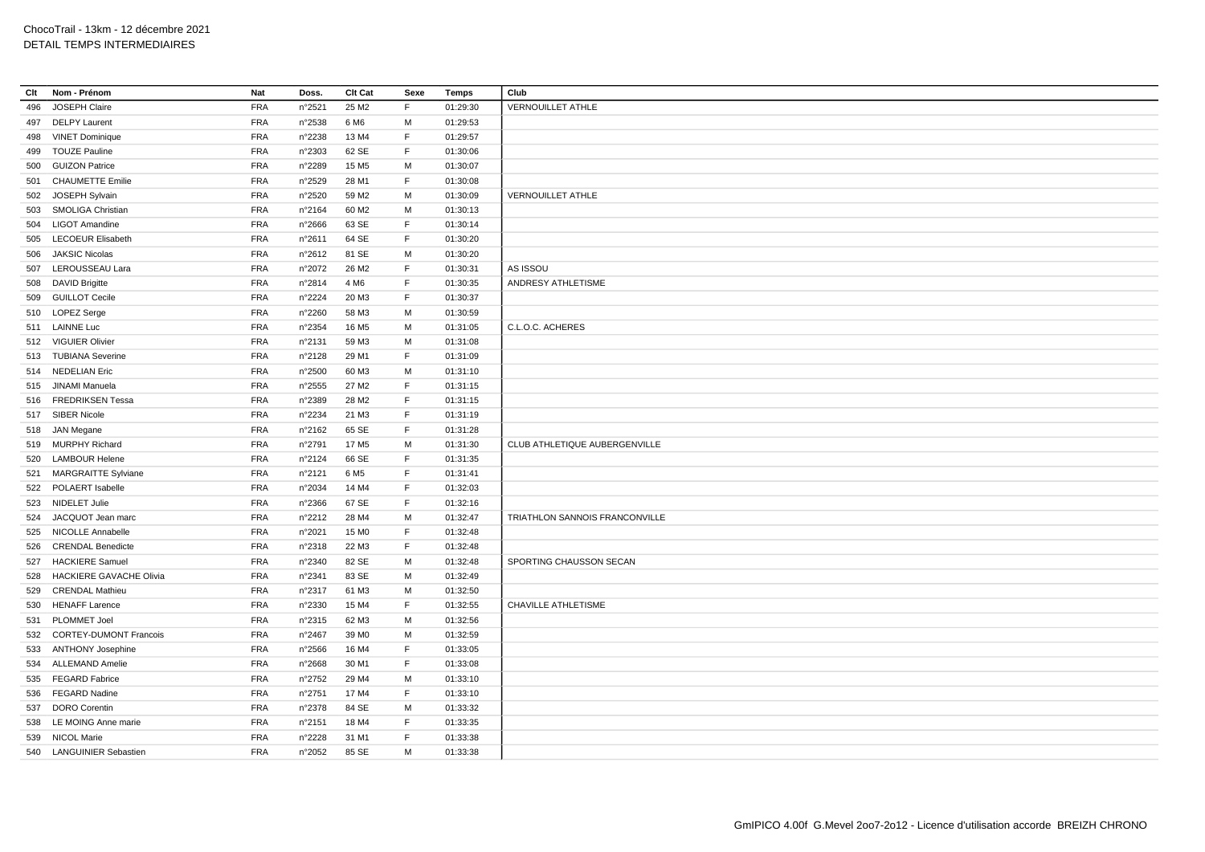ChocoTrail - 13km - 12 décembre 2021
DETAIL TEMPS INTERMEDIAIRES

| Clt | Nom - Prénom | Nat | Doss. | Clt Cat | Sexe | Temps | Club |
|---|---|---|---|---|---|---|---|
| 496 | JOSEPH Claire | FRA | n°2521 | 25 M2 | F | 01:29:30 | VERNOUILLET ATHLE |
| 497 | DELPY Laurent | FRA | n°2538 | 6 M6 | M | 01:29:53 | |
| 498 | VINET Dominique | FRA | n°2238 | 13 M4 | F | 01:29:57 | |
| 499 | TOUZE Pauline | FRA | n°2303 | 62 SE | F | 01:30:06 | |
| 500 | GUIZON Patrice | FRA | n°2289 | 15 M5 | M | 01:30:07 | |
| 501 | CHAUMETTE Emilie | FRA | n°2529 | 28 M1 | F | 01:30:08 | |
| 502 | JOSEPH Sylvain | FRA | n°2520 | 59 M2 | M | 01:30:09 | VERNOUILLET ATHLE |
| 503 | SMOLIGA Christian | FRA | n°2164 | 60 M2 | M | 01:30:13 | |
| 504 | LIGOT Amandine | FRA | n°2666 | 63 SE | F | 01:30:14 | |
| 505 | LECOEUR Elisabeth | FRA | n°2611 | 64 SE | F | 01:30:20 | |
| 506 | JAKSIC Nicolas | FRA | n°2612 | 81 SE | M | 01:30:20 | |
| 507 | LEROUSSEAU Lara | FRA | n°2072 | 26 M2 | F | 01:30:31 | AS ISSOU |
| 508 | DAVID Brigitte | FRA | n°2814 | 4 M6 | F | 01:30:35 | ANDRESY ATHLETISME |
| 509 | GUILLOT Cecile | FRA | n°2224 | 20 M3 | F | 01:30:37 | |
| 510 | LOPEZ Serge | FRA | n°2260 | 58 M3 | M | 01:30:59 | |
| 511 | LAINNE Luc | FRA | n°2354 | 16 M5 | M | 01:31:05 | C.L.O.C. ACHERES |
| 512 | VIGUIER Olivier | FRA | n°2131 | 59 M3 | M | 01:31:08 | |
| 513 | TUBIANA Severine | FRA | n°2128 | 29 M1 | F | 01:31:09 | |
| 514 | NEDELIAN Eric | FRA | n°2500 | 60 M3 | M | 01:31:10 | |
| 515 | JINAMI Manuela | FRA | n°2555 | 27 M2 | F | 01:31:15 | |
| 516 | FREDRIKSEN Tessa | FRA | n°2389 | 28 M2 | F | 01:31:15 | |
| 517 | SIBER Nicole | FRA | n°2234 | 21 M3 | F | 01:31:19 | |
| 518 | JAN Megane | FRA | n°2162 | 65 SE | F | 01:31:28 | |
| 519 | MURPHY Richard | FRA | n°2791 | 17 M5 | M | 01:31:30 | CLUB ATHLETIQUE AUBERGENVILLE |
| 520 | LAMBOUR Helene | FRA | n°2124 | 66 SE | F | 01:31:35 | |
| 521 | MARGRAITTE Sylviane | FRA | n°2121 | 6 M5 | F | 01:31:41 | |
| 522 | POLAERT Isabelle | FRA | n°2034 | 14 M4 | F | 01:32:03 | |
| 523 | NIDELET Julie | FRA | n°2366 | 67 SE | F | 01:32:16 | |
| 524 | JACQUOT Jean marc | FRA | n°2212 | 28 M4 | M | 01:32:47 | TRIATHLON SANNOIS FRANCONVILLE |
| 525 | NICOLLE Annabelle | FRA | n°2021 | 15 M0 | F | 01:32:48 | |
| 526 | CRENDAL Benedicte | FRA | n°2318 | 22 M3 | F | 01:32:48 | |
| 527 | HACKIERE Samuel | FRA | n°2340 | 82 SE | M | 01:32:48 | SPORTING CHAUSSON SECAN |
| 528 | HACKIERE GAVACHE Olivia | FRA | n°2341 | 83 SE | M | 01:32:49 | |
| 529 | CRENDAL Mathieu | FRA | n°2317 | 61 M3 | M | 01:32:50 | |
| 530 | HENAFF Larence | FRA | n°2330 | 15 M4 | F | 01:32:55 | CHAVILLE ATHLETISME |
| 531 | PLOMMET Joel | FRA | n°2315 | 62 M3 | M | 01:32:56 | |
| 532 | CORTEY-DUMONT Francois | FRA | n°2467 | 39 M0 | M | 01:32:59 | |
| 533 | ANTHONY Josephine | FRA | n°2566 | 16 M4 | F | 01:33:05 | |
| 534 | ALLEMAND Amelie | FRA | n°2668 | 30 M1 | F | 01:33:08 | |
| 535 | FEGARD Fabrice | FRA | n°2752 | 29 M4 | M | 01:33:10 | |
| 536 | FEGARD Nadine | FRA | n°2751 | 17 M4 | F | 01:33:10 | |
| 537 | DORO Corentin | FRA | n°2378 | 84 SE | M | 01:33:32 | |
| 538 | LE MOING Anne marie | FRA | n°2151 | 18 M4 | F | 01:33:35 | |
| 539 | NICOL Marie | FRA | n°2228 | 31 M1 | F | 01:33:38 | |
| 540 | LANGUINIER Sebastien | FRA | n°2052 | 85 SE | M | 01:33:38 | |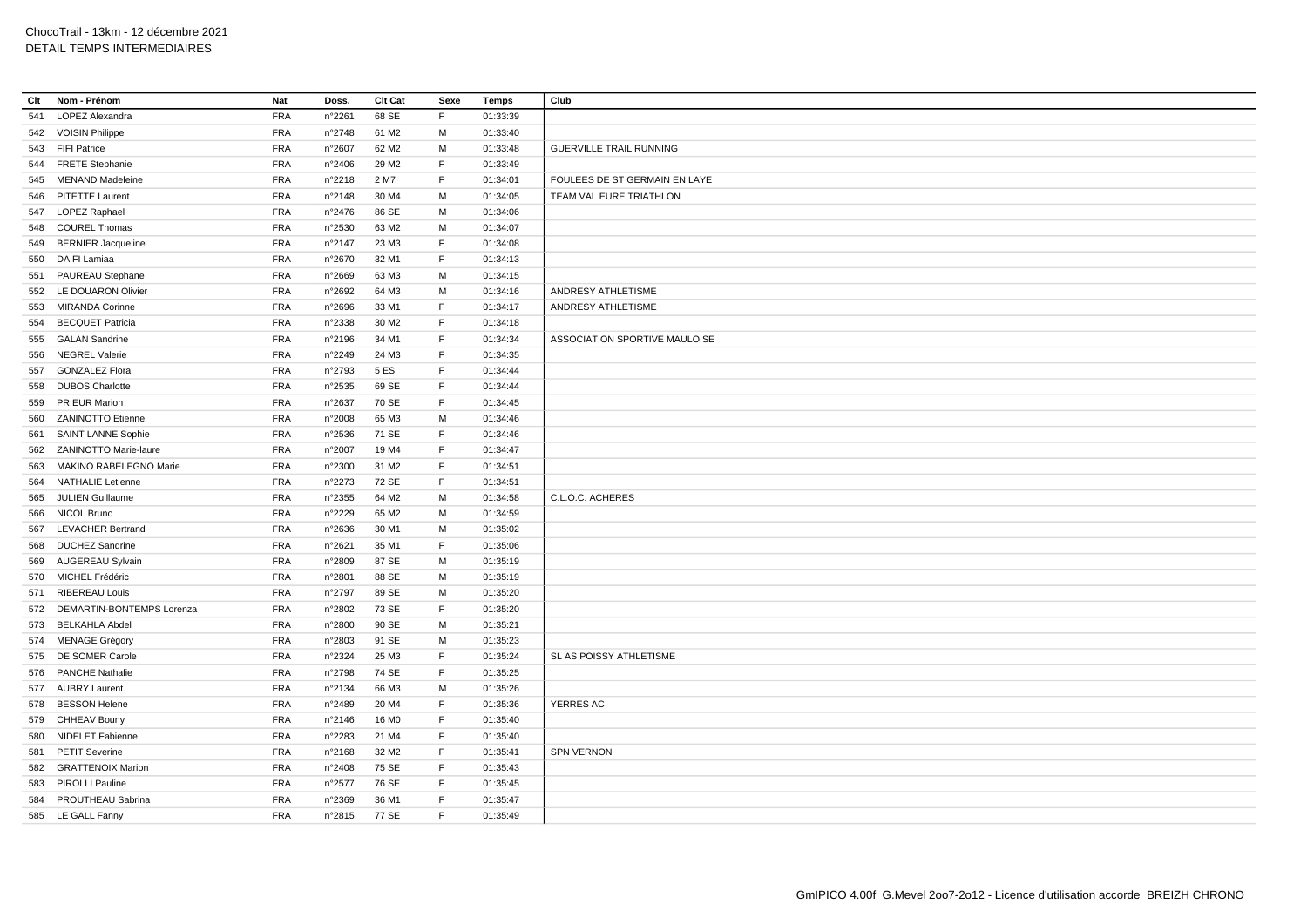ChocoTrail - 13km - 12 décembre 2021
DETAIL TEMPS INTERMEDIAIRES

| Clt | Nom - Prénom | Nat | Doss. | Clt Cat | Sexe | Temps | Club |
|---|---|---|---|---|---|---|---|
| 541 | LOPEZ Alexandra | FRA | n°2261 | 68 SE | F | 01:33:39 | |
| 542 | VOISIN Philippe | FRA | n°2748 | 61 M2 | M | 01:33:40 | |
| 543 | FIFI Patrice | FRA | n°2607 | 62 M2 | M | 01:33:48 | GUERVILLE TRAIL RUNNING |
| 544 | FRETE Stephanie | FRA | n°2406 | 29 M2 | F | 01:33:49 | |
| 545 | MENAND Madeleine | FRA | n°2218 | 2 M7 | F | 01:34:01 | FOULEES DE ST GERMAIN EN LAYE |
| 546 | PITETTE Laurent | FRA | n°2148 | 30 M4 | M | 01:34:05 | TEAM VAL EURE TRIATHLON |
| 547 | LOPEZ Raphael | FRA | n°2476 | 86 SE | M | 01:34:06 | |
| 548 | COUREL Thomas | FRA | n°2530 | 63 M2 | M | 01:34:07 | |
| 549 | BERNIER Jacqueline | FRA | n°2147 | 23 M3 | F | 01:34:08 | |
| 550 | DAIFI Lamiaa | FRA | n°2670 | 32 M1 | F | 01:34:13 | |
| 551 | PAUREAU Stephane | FRA | n°2669 | 63 M3 | M | 01:34:15 | |
| 552 | LE DOUARON Olivier | FRA | n°2692 | 64 M3 | M | 01:34:16 | ANDRESY ATHLETISME |
| 553 | MIRANDA Corinne | FRA | n°2696 | 33 M1 | F | 01:34:17 | ANDRESY ATHLETISME |
| 554 | BECQUET Patricia | FRA | n°2338 | 30 M2 | F | 01:34:18 | |
| 555 | GALAN Sandrine | FRA | n°2196 | 34 M1 | F | 01:34:34 | ASSOCIATION SPORTIVE MAULOISE |
| 556 | NEGREL Valerie | FRA | n°2249 | 24 M3 | F | 01:34:35 | |
| 557 | GONZALEZ Flora | FRA | n°2793 | 5 ES | F | 01:34:44 | |
| 558 | DUBOS Charlotte | FRA | n°2535 | 69 SE | F | 01:34:44 | |
| 559 | PRIEUR Marion | FRA | n°2637 | 70 SE | F | 01:34:45 | |
| 560 | ZANINOTTO Etienne | FRA | n°2008 | 65 M3 | M | 01:34:46 | |
| 561 | SAINT LANNE Sophie | FRA | n°2536 | 71 SE | F | 01:34:46 | |
| 562 | ZANINOTTO Marie-laure | FRA | n°2007 | 19 M4 | F | 01:34:47 | |
| 563 | MAKINO RABELEGNO Marie | FRA | n°2300 | 31 M2 | F | 01:34:51 | |
| 564 | NATHALIE Letienne | FRA | n°2273 | 72 SE | F | 01:34:51 | |
| 565 | JULIEN Guillaume | FRA | n°2355 | 64 M2 | M | 01:34:58 | C.L.O.C. ACHERES |
| 566 | NICOL Bruno | FRA | n°2229 | 65 M2 | M | 01:34:59 | |
| 567 | LEVACHER Bertrand | FRA | n°2636 | 30 M1 | M | 01:35:02 | |
| 568 | DUCHEZ Sandrine | FRA | n°2621 | 35 M1 | F | 01:35:06 | |
| 569 | AUGEREAU Sylvain | FRA | n°2809 | 87 SE | M | 01:35:19 | |
| 570 | MICHEL Frédéric | FRA | n°2801 | 88 SE | M | 01:35:19 | |
| 571 | RIBEREAU Louis | FRA | n°2797 | 89 SE | M | 01:35:20 | |
| 572 | DEMARTIN-BONTEMPS Lorenza | FRA | n°2802 | 73 SE | F | 01:35:20 | |
| 573 | BELKAHLA Abdel | FRA | n°2800 | 90 SE | M | 01:35:21 | |
| 574 | MENAGE Grégory | FRA | n°2803 | 91 SE | M | 01:35:23 | |
| 575 | DE SOMER Carole | FRA | n°2324 | 25 M3 | F | 01:35:24 | SL AS POISSY ATHLETISME |
| 576 | PANCHE Nathalie | FRA | n°2798 | 74 SE | F | 01:35:25 | |
| 577 | AUBRY Laurent | FRA | n°2134 | 66 M3 | M | 01:35:26 | |
| 578 | BESSON Helene | FRA | n°2489 | 20 M4 | F | 01:35:36 | YERRES AC |
| 579 | CHHEAV Bouny | FRA | n°2146 | 16 M0 | F | 01:35:40 | |
| 580 | NIDELET Fabienne | FRA | n°2283 | 21 M4 | F | 01:35:40 | |
| 581 | PETIT Severine | FRA | n°2168 | 32 M2 | F | 01:35:41 | SPN VERNON |
| 582 | GRATTENOIX Marion | FRA | n°2408 | 75 SE | F | 01:35:43 | |
| 583 | PIROLLI Pauline | FRA | n°2577 | 76 SE | F | 01:35:45 | |
| 584 | PROUTHEAU Sabrina | FRA | n°2369 | 36 M1 | F | 01:35:47 | |
| 585 | LE GALL Fanny | FRA | n°2815 | 77 SE | F | 01:35:49 | |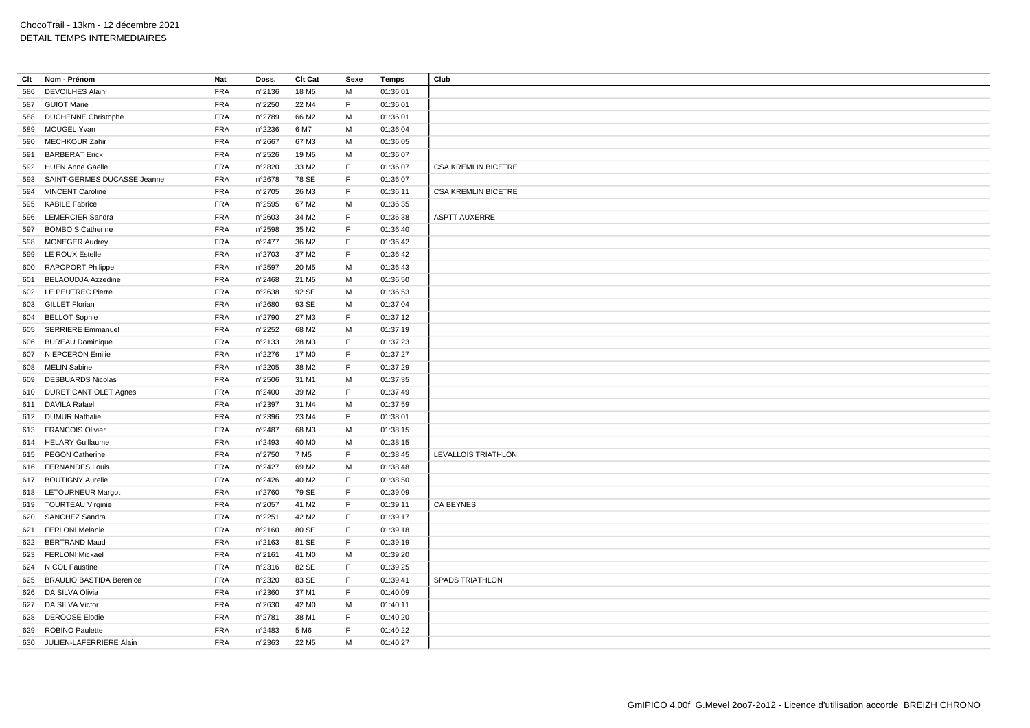ChocoTrail - 13km - 12 décembre 2021
DETAIL TEMPS INTERMEDIAIRES

| Clt | Nom - Prénom | Nat | Doss. | Clt Cat | Sexe | Temps | Club |
|---|---|---|---|---|---|---|---|
| 586 | DEVOILHES Alain | FRA | n°2136 | 18 M5 | M | 01:36:01 | |
| 587 | GUIOT Marie | FRA | n°2250 | 22 M4 | F | 01:36:01 | |
| 588 | DUCHENNE Christophe | FRA | n°2789 | 66 M2 | M | 01:36:01 | |
| 589 | MOUGEL Yvan | FRA | n°2236 | 6 M7 | M | 01:36:04 | |
| 590 | MECHKOUR Zahir | FRA | n°2667 | 67 M3 | M | 01:36:05 | |
| 591 | BARBERAT Erick | FRA | n°2526 | 19 M5 | M | 01:36:07 | |
| 592 | HUEN Anne Gaëlle | FRA | n°2820 | 33 M2 | F | 01:36:07 | CSA KREMLIN BICETRE |
| 593 | SAINT-GERMES DUCASSE Jeanne | FRA | n°2678 | 78 SE | F | 01:36:07 | |
| 594 | VINCENT Caroline | FRA | n°2705 | 26 M3 | F | 01:36:11 | CSA KREMLIN BICETRE |
| 595 | KABILE Fabrice | FRA | n°2595 | 67 M2 | M | 01:36:35 | |
| 596 | LEMERCIER Sandra | FRA | n°2603 | 34 M2 | F | 01:36:38 | ASPTT AUXERRE |
| 597 | BOMBOIS Catherine | FRA | n°2598 | 35 M2 | F | 01:36:40 | |
| 598 | MONEGER Audrey | FRA | n°2477 | 36 M2 | F | 01:36:42 | |
| 599 | LE ROUX Estelle | FRA | n°2703 | 37 M2 | F | 01:36:42 | |
| 600 | RAPOPORT Philippe | FRA | n°2597 | 20 M5 | M | 01:36:43 | |
| 601 | BELAOUDJA Azzedine | FRA | n°2468 | 21 M5 | M | 01:36:50 | |
| 602 | LE PEUTREC Pierre | FRA | n°2638 | 92 SE | M | 01:36:53 | |
| 603 | GILLET Florian | FRA | n°2680 | 93 SE | M | 01:37:04 | |
| 604 | BELLOT Sophie | FRA | n°2790 | 27 M3 | F | 01:37:12 | |
| 605 | SERRIERE Emmanuel | FRA | n°2252 | 68 M2 | M | 01:37:19 | |
| 606 | BUREAU Dominique | FRA | n°2133 | 28 M3 | F | 01:37:23 | |
| 607 | NIEPCERON Emilie | FRA | n°2276 | 17 M0 | F | 01:37:27 | |
| 608 | MELIN Sabine | FRA | n°2205 | 38 M2 | F | 01:37:29 | |
| 609 | DESBUARDS Nicolas | FRA | n°2506 | 31 M1 | M | 01:37:35 | |
| 610 | DURET CANTIOLET Agnes | FRA | n°2400 | 39 M2 | F | 01:37:49 | |
| 611 | DAVILA Rafael | FRA | n°2397 | 31 M4 | M | 01:37:59 | |
| 612 | DUMUR Nathalie | FRA | n°2396 | 23 M4 | F | 01:38:01 | |
| 613 | FRANCOIS Olivier | FRA | n°2487 | 68 M3 | M | 01:38:15 | |
| 614 | HELARY Guillaume | FRA | n°2493 | 40 M0 | M | 01:38:15 | |
| 615 | PEGON Catherine | FRA | n°2750 | 7 M5 | F | 01:38:45 | LEVALLOIS TRIATHLON |
| 616 | FERNANDES Louis | FRA | n°2427 | 69 M2 | M | 01:38:48 | |
| 617 | BOUTIGNY Aurelie | FRA | n°2426 | 40 M2 | F | 01:38:50 | |
| 618 | LETOURNEUR Margot | FRA | n°2760 | 79 SE | F | 01:39:09 | |
| 619 | TOURTEAU Virginie | FRA | n°2057 | 41 M2 | F | 01:39:11 | CA BEYNES |
| 620 | SANCHEZ Sandra | FRA | n°2251 | 42 M2 | F | 01:39:17 | |
| 621 | FERLONI Melanie | FRA | n°2160 | 80 SE | F | 01:39:18 | |
| 622 | BERTRAND Maud | FRA | n°2163 | 81 SE | F | 01:39:19 | |
| 623 | FERLONI Mickael | FRA | n°2161 | 41 M0 | M | 01:39:20 | |
| 624 | NICOL Faustine | FRA | n°2316 | 82 SE | F | 01:39:25 | |
| 625 | BRAULIO BASTIDA Berenice | FRA | n°2320 | 83 SE | F | 01:39:41 | SPADS TRIATHLON |
| 626 | DA SILVA Olivia | FRA | n°2360 | 37 M1 | F | 01:40:09 | |
| 627 | DA SILVA Victor | FRA | n°2630 | 42 M0 | M | 01:40:11 | |
| 628 | DEROOSE Elodie | FRA | n°2781 | 38 M1 | F | 01:40:20 | |
| 629 | ROBINO Paulette | FRA | n°2483 | 5 M6 | F | 01:40:22 | |
| 630 | JULIEN-LAFERRIERE Alain | FRA | n°2363 | 22 M5 | M | 01:40:27 | |

GmIPICO 4.00f G.Mevel 2oo7-2o12 - Licence d'utilisation accorde BREIZH CHRONO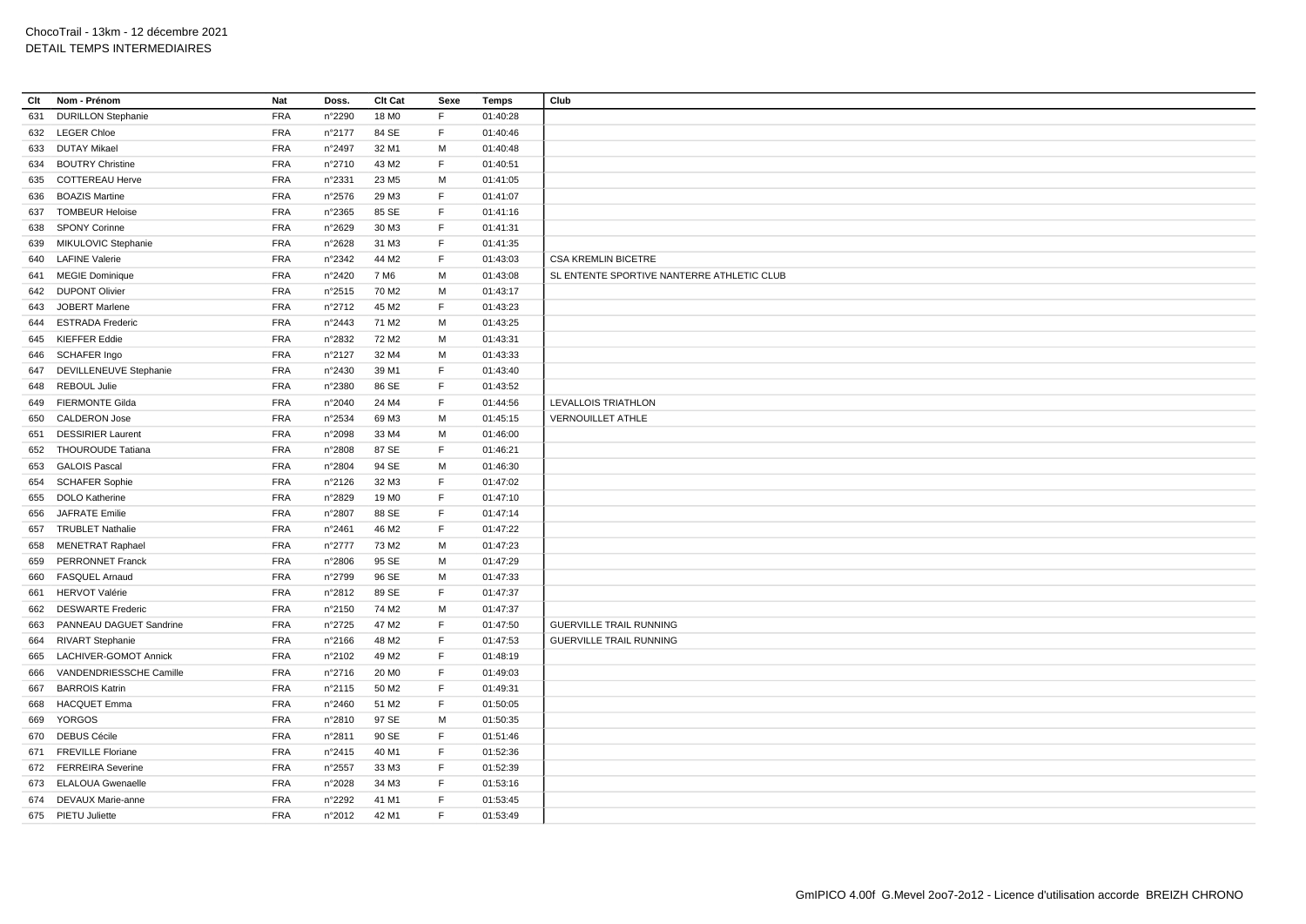ChocoTrail - 13km - 12 décembre 2021
DETAIL TEMPS INTERMEDIAIRES

| Clt | Nom - Prénom | Nat | Doss. | Clt Cat | Sexe | Temps | Club |
|---|---|---|---|---|---|---|---|
| 631 | DURILLON Stephanie | FRA | n°2290 | 18 M0 | F | 01:40:28 | |
| 632 | LEGER Chloe | FRA | n°2177 | 84 SE | F | 01:40:46 | |
| 633 | DUTAY Mikael | FRA | n°2497 | 32 M1 | M | 01:40:48 | |
| 634 | BOUTRY Christine | FRA | n°2710 | 43 M2 | F | 01:40:51 | |
| 635 | COTTEREAU Herve | FRA | n°2331 | 23 M5 | M | 01:41:05 | |
| 636 | BOAZIS Martine | FRA | n°2576 | 29 M3 | F | 01:41:07 | |
| 637 | TOMBEUR Heloise | FRA | n°2365 | 85 SE | F | 01:41:16 | |
| 638 | SPONY Corinne | FRA | n°2629 | 30 M3 | F | 01:41:31 | |
| 639 | MIKULOVIC Stephanie | FRA | n°2628 | 31 M3 | F | 01:41:35 | |
| 640 | LAFINE Valerie | FRA | n°2342 | 44 M2 | F | 01:43:03 | CSA KREMLIN BICETRE |
| 641 | MEGIE Dominique | FRA | n°2420 | 7 M6 | M | 01:43:08 | SL ENTENTE SPORTIVE NANTERRE ATHLETIC CLUB |
| 642 | DUPONT Olivier | FRA | n°2515 | 70 M2 | M | 01:43:17 | |
| 643 | JOBERT Marlene | FRA | n°2712 | 45 M2 | F | 01:43:23 | |
| 644 | ESTRADA Frederic | FRA | n°2443 | 71 M2 | M | 01:43:25 | |
| 645 | KIEFFER Eddie | FRA | n°2832 | 72 M2 | M | 01:43:31 | |
| 646 | SCHAFER Ingo | FRA | n°2127 | 32 M4 | M | 01:43:33 | |
| 647 | DEVILLENEUVE Stephanie | FRA | n°2430 | 39 M1 | F | 01:43:40 | |
| 648 | REBOUL Julie | FRA | n°2380 | 86 SE | F | 01:43:52 | |
| 649 | FIERMONTE Gilda | FRA | n°2040 | 24 M4 | F | 01:44:56 | LEVALLOIS TRIATHLON |
| 650 | CALDERON Jose | FRA | n°2534 | 69 M3 | M | 01:45:15 | VERNOUILLET ATHLE |
| 651 | DESSIRIER Laurent | FRA | n°2098 | 33 M4 | M | 01:46:00 | |
| 652 | THOUROUDE Tatiana | FRA | n°2808 | 87 SE | F | 01:46:21 | |
| 653 | GALOIS Pascal | FRA | n°2804 | 94 SE | M | 01:46:30 | |
| 654 | SCHAFER Sophie | FRA | n°2126 | 32 M3 | F | 01:47:02 | |
| 655 | DOLO Katherine | FRA | n°2829 | 19 M0 | F | 01:47:10 | |
| 656 | JAFRATE Emilie | FRA | n°2807 | 88 SE | F | 01:47:14 | |
| 657 | TRUBLET Nathalie | FRA | n°2461 | 46 M2 | F | 01:47:22 | |
| 658 | MENETRAT Raphael | FRA | n°2777 | 73 M2 | M | 01:47:23 | |
| 659 | PERRONNET Franck | FRA | n°2806 | 95 SE | M | 01:47:29 | |
| 660 | FASQUEL Arnaud | FRA | n°2799 | 96 SE | M | 01:47:33 | |
| 661 | HERVOT Valérie | FRA | n°2812 | 89 SE | F | 01:47:37 | |
| 662 | DESWARTE Frederic | FRA | n°2150 | 74 M2 | M | 01:47:37 | |
| 663 | PANNEAU DAGUET Sandrine | FRA | n°2725 | 47 M2 | F | 01:47:50 | GUERVILLE TRAIL RUNNING |
| 664 | RIVART Stephanie | FRA | n°2166 | 48 M2 | F | 01:47:53 | GUERVILLE TRAIL RUNNING |
| 665 | LACHIVER-GOMOT Annick | FRA | n°2102 | 49 M2 | F | 01:48:19 | |
| 666 | VANDENDRIESSCHE Camille | FRA | n°2716 | 20 M0 | F | 01:49:03 | |
| 667 | BARROIS Katrin | FRA | n°2115 | 50 M2 | F | 01:49:31 | |
| 668 | HACQUET Emma | FRA | n°2460 | 51 M2 | F | 01:50:05 | |
| 669 | YORGOS | FRA | n°2810 | 97 SE | M | 01:50:35 | |
| 670 | DEBUS Cécile | FRA | n°2811 | 90 SE | F | 01:51:46 | |
| 671 | FREVILLE Floriane | FRA | n°2415 | 40 M1 | F | 01:52:36 | |
| 672 | FERREIRA Severine | FRA | n°2557 | 33 M3 | F | 01:52:39 | |
| 673 | ELALOUA Gwenaelle | FRA | n°2028 | 34 M3 | F | 01:53:16 | |
| 674 | DEVAUX Marie-anne | FRA | n°2292 | 41 M1 | F | 01:53:45 | |
| 675 | PIETU Juliette | FRA | n°2012 | 42 M1 | F | 01:53:49 | |

GmIPICO 4.00f G.Mevel 2oo7-2o12 - Licence d'utilisation accorde BREIZH CHRONO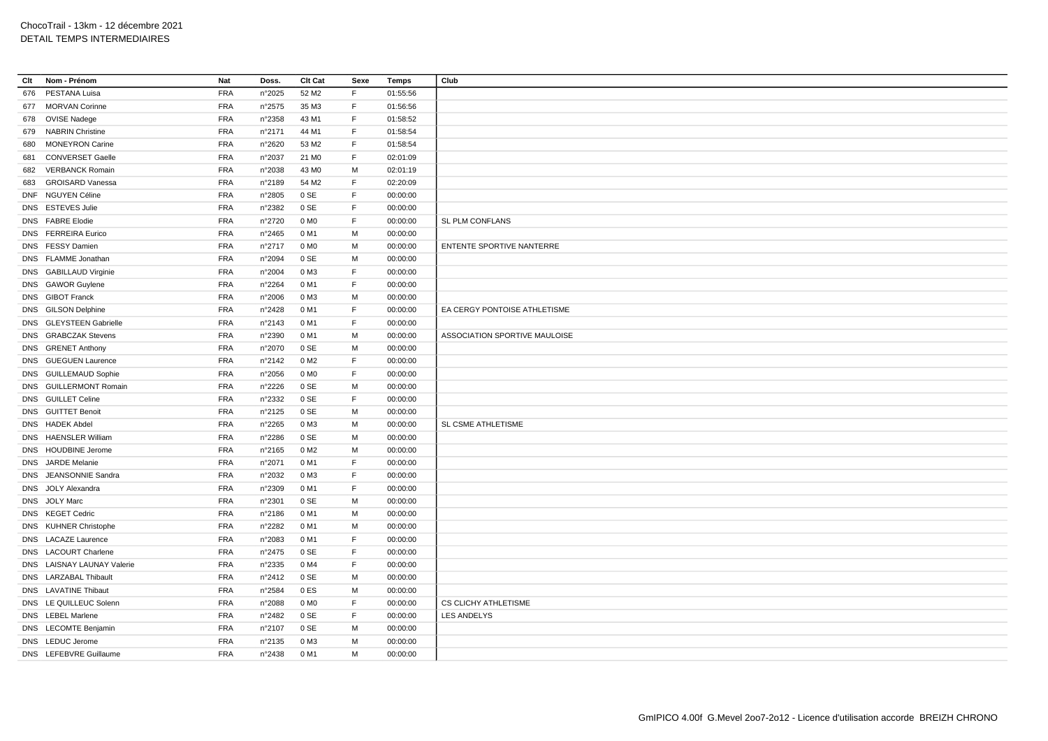ChocoTrail - 13km - 12 décembre 2021
DETAIL TEMPS INTERMEDIAIRES

| Clt | Nom - Prénom | Nat | Doss. | Clt Cat | Sexe | Temps | Club |
|---|---|---|---|---|---|---|---|
| 676 | PESTANA Luisa | FRA | n°2025 | 52 M2 | F | 01:55:56 | |
| 677 | MORVAN Corinne | FRA | n°2575 | 35 M3 | F | 01:56:56 | |
| 678 | OVISE Nadege | FRA | n°2358 | 43 M1 | F | 01:58:52 | |
| 679 | NABRIN Christine | FRA | n°2171 | 44 M1 | F | 01:58:54 | |
| 680 | MONEYRON Carine | FRA | n°2620 | 53 M2 | F | 01:58:54 | |
| 681 | CONVERSET Gaelle | FRA | n°2037 | 21 M0 | F | 02:01:09 | |
| 682 | VERBANCK Romain | FRA | n°2038 | 43 M0 | M | 02:01:19 | |
| 683 | GROISARD Vanessa | FRA | n°2189 | 54 M2 | F | 02:20:09 | |
| DNF | NGUYEN Céline | FRA | n°2805 | 0 SE | F | 00:00:00 | |
| DNS | ESTEVES Julie | FRA | n°2382 | 0 SE | F | 00:00:00 | |
| DNS | FABRE Elodie | FRA | n°2720 | 0 M0 | F | 00:00:00 | SL PLM CONFLANS |
| DNS | FERREIRA Eurico | FRA | n°2465 | 0 M1 | M | 00:00:00 | |
| DNS | FESSY Damien | FRA | n°2717 | 0 M0 | M | 00:00:00 | ENTENTE SPORTIVE NANTERRE |
| DNS | FLAMME Jonathan | FRA | n°2094 | 0 SE | M | 00:00:00 | |
| DNS | GABILLAUD Virginie | FRA | n°2004 | 0 M3 | F | 00:00:00 | |
| DNS | GAWOR Guylene | FRA | n°2264 | 0 M1 | F | 00:00:00 | |
| DNS | GIBOT Franck | FRA | n°2006 | 0 M3 | M | 00:00:00 | |
| DNS | GILSON Delphine | FRA | n°2428 | 0 M1 | F | 00:00:00 | EA CERGY PONTOISE ATHLETISME |
| DNS | GLEYSTEEN Gabrielle | FRA | n°2143 | 0 M1 | F | 00:00:00 | |
| DNS | GRABCZAK Stevens | FRA | n°2390 | 0 M1 | M | 00:00:00 | ASSOCIATION SPORTIVE MAULOISE |
| DNS | GRENET Anthony | FRA | n°2070 | 0 SE | M | 00:00:00 | |
| DNS | GUEGUEN Laurence | FRA | n°2142 | 0 M2 | F | 00:00:00 | |
| DNS | GUILLEMAUD Sophie | FRA | n°2056 | 0 M0 | F | 00:00:00 | |
| DNS | GUILLERMONT Romain | FRA | n°2226 | 0 SE | M | 00:00:00 | |
| DNS | GUILLET Celine | FRA | n°2332 | 0 SE | F | 00:00:00 | |
| DNS | GUITTET Benoit | FRA | n°2125 | 0 SE | M | 00:00:00 | |
| DNS | HADEK Abdel | FRA | n°2265 | 0 M3 | M | 00:00:00 | SL CSME ATHLETISME |
| DNS | HAENSLER William | FRA | n°2286 | 0 SE | M | 00:00:00 | |
| DNS | HOUDBINE Jerome | FRA | n°2165 | 0 M2 | M | 00:00:00 | |
| DNS | JARDE Melanie | FRA | n°2071 | 0 M1 | F | 00:00:00 | |
| DNS | JEANSONNIE Sandra | FRA | n°2032 | 0 M3 | F | 00:00:00 | |
| DNS | JOLY Alexandra | FRA | n°2309 | 0 M1 | F | 00:00:00 | |
| DNS | JOLY Marc | FRA | n°2301 | 0 SE | M | 00:00:00 | |
| DNS | KEGET Cedric | FRA | n°2186 | 0 M1 | M | 00:00:00 | |
| DNS | KUHNER Christophe | FRA | n°2282 | 0 M1 | M | 00:00:00 | |
| DNS | LACAZE Laurence | FRA | n°2083 | 0 M1 | F | 00:00:00 | |
| DNS | LACOURT Charlene | FRA | n°2475 | 0 SE | F | 00:00:00 | |
| DNS | LAISNAY LAUNAY Valerie | FRA | n°2335 | 0 M4 | F | 00:00:00 | |
| DNS | LARZABAL Thibault | FRA | n°2412 | 0 SE | M | 00:00:00 | |
| DNS | LAVATINE Thibaut | FRA | n°2584 | 0 ES | M | 00:00:00 | |
| DNS | LE QUILLEUC Solenn | FRA | n°2088 | 0 M0 | F | 00:00:00 | CS CLICHY ATHLETISME |
| DNS | LEBEL Marlene | FRA | n°2482 | 0 SE | F | 00:00:00 | LES ANDELYS |
| DNS | LECOMTE Benjamin | FRA | n°2107 | 0 SE | M | 00:00:00 | |
| DNS | LEDUC Jerome | FRA | n°2135 | 0 M3 | M | 00:00:00 | |
| DNS | LEFEBVRE Guillaume | FRA | n°2438 | 0 M1 | M | 00:00:00 | |

GmIPICO 4.00f G.Mevel 2oo7-2o12 - Licence d'utilisation accorde BREIZH CHRONO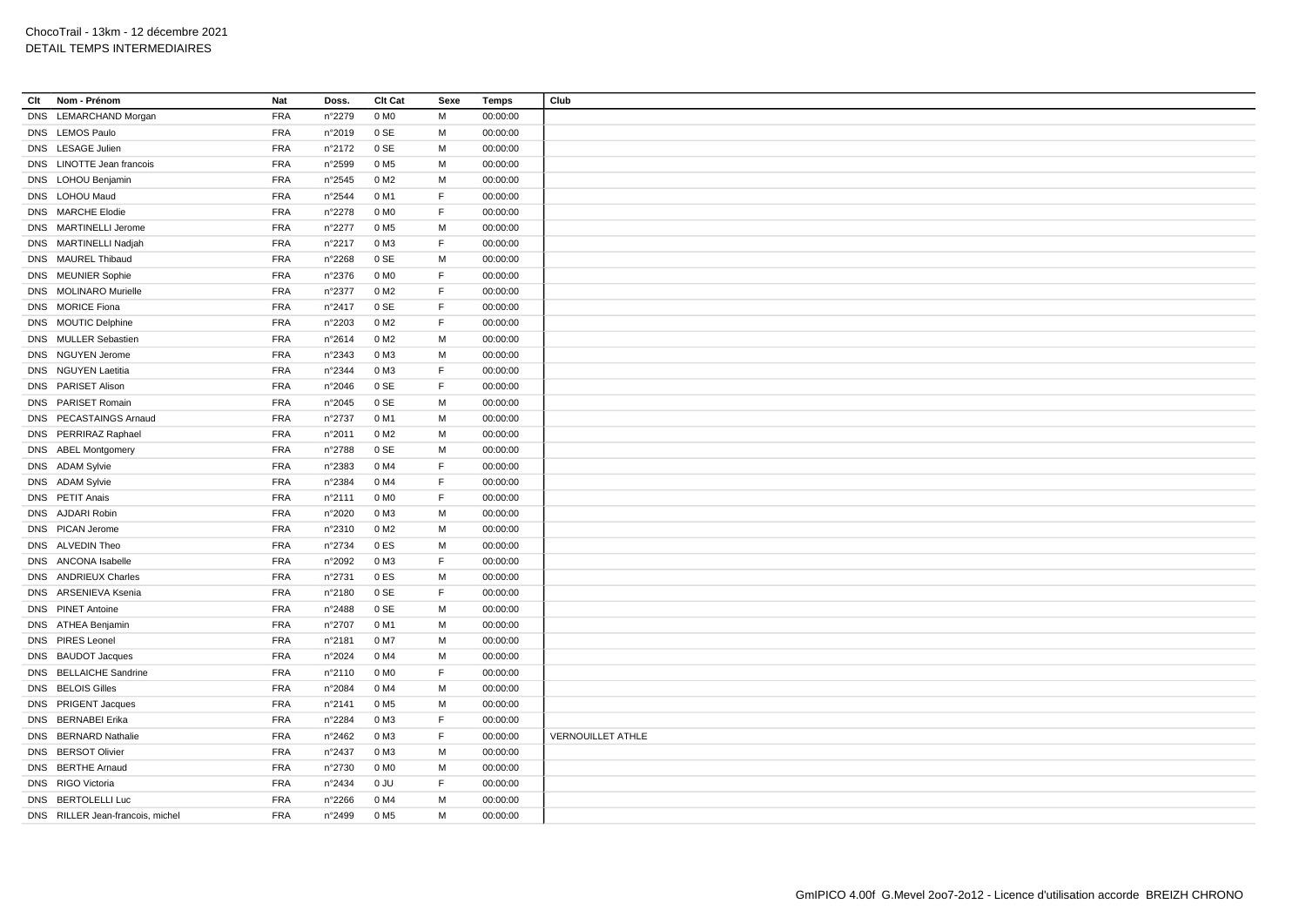ChocoTrail - 13km - 12 décembre 2021
DETAIL TEMPS INTERMEDIAIRES

| Clt | Nom - Prénom | Nat | Doss. | Clt Cat | Sexe | Temps | Club |
|---|---|---|---|---|---|---|---|
| DNS | LEMARCHAND Morgan | FRA | n°2279 | 0 M0 | M | 00:00:00 | |
| DNS | LEMOS Paulo | FRA | n°2019 | 0 SE | M | 00:00:00 | |
| DNS | LESAGE Julien | FRA | n°2172 | 0 SE | M | 00:00:00 | |
| DNS | LINOTTE Jean francois | FRA | n°2599 | 0 M5 | M | 00:00:00 | |
| DNS | LOHOU Benjamin | FRA | n°2545 | 0 M2 | M | 00:00:00 | |
| DNS | LOHOU Maud | FRA | n°2544 | 0 M1 | F | 00:00:00 | |
| DNS | MARCHE Elodie | FRA | n°2278 | 0 M0 | F | 00:00:00 | |
| DNS | MARTINELLI Jerome | FRA | n°2277 | 0 M5 | M | 00:00:00 | |
| DNS | MARTINELLI Nadjah | FRA | n°2217 | 0 M3 | F | 00:00:00 | |
| DNS | MAUREL Thibaud | FRA | n°2268 | 0 SE | M | 00:00:00 | |
| DNS | MEUNIER Sophie | FRA | n°2376 | 0 M0 | F | 00:00:00 | |
| DNS | MOLINARO Murielle | FRA | n°2377 | 0 M2 | F | 00:00:00 | |
| DNS | MORICE Fiona | FRA | n°2417 | 0 SE | F | 00:00:00 | |
| DNS | MOUTIC Delphine | FRA | n°2203 | 0 M2 | F | 00:00:00 | |
| DNS | MULLER Sebastien | FRA | n°2614 | 0 M2 | M | 00:00:00 | |
| DNS | NGUYEN Jerome | FRA | n°2343 | 0 M3 | M | 00:00:00 | |
| DNS | NGUYEN Laetitia | FRA | n°2344 | 0 M3 | F | 00:00:00 | |
| DNS | PARISET Alison | FRA | n°2046 | 0 SE | F | 00:00:00 | |
| DNS | PARISET Romain | FRA | n°2045 | 0 SE | M | 00:00:00 | |
| DNS | PECASTAINGS Arnaud | FRA | n°2737 | 0 M1 | M | 00:00:00 | |
| DNS | PERRIRAZ Raphael | FRA | n°2011 | 0 M2 | M | 00:00:00 | |
| DNS | ABEL Montgomery | FRA | n°2788 | 0 SE | M | 00:00:00 | |
| DNS | ADAM Sylvie | FRA | n°2383 | 0 M4 | F | 00:00:00 | |
| DNS | ADAM Sylvie | FRA | n°2384 | 0 M4 | F | 00:00:00 | |
| DNS | PETIT Anais | FRA | n°2111 | 0 M0 | F | 00:00:00 | |
| DNS | AJDARI Robin | FRA | n°2020 | 0 M3 | M | 00:00:00 | |
| DNS | PICAN Jerome | FRA | n°2310 | 0 M2 | M | 00:00:00 | |
| DNS | ALVEDIN Theo | FRA | n°2734 | 0 ES | M | 00:00:00 | |
| DNS | ANCONA Isabelle | FRA | n°2092 | 0 M3 | F | 00:00:00 | |
| DNS | ANDRIEUX Charles | FRA | n°2731 | 0 ES | M | 00:00:00 | |
| DNS | ARSENIEVA Ksenia | FRA | n°2180 | 0 SE | F | 00:00:00 | |
| DNS | PINET Antoine | FRA | n°2488 | 0 SE | M | 00:00:00 | |
| DNS | ATHEA Benjamin | FRA | n°2707 | 0 M1 | M | 00:00:00 | |
| DNS | PIRES Leonel | FRA | n°2181 | 0 M7 | M | 00:00:00 | |
| DNS | BAUDOT Jacques | FRA | n°2024 | 0 M4 | M | 00:00:00 | |
| DNS | BELLAICHE Sandrine | FRA | n°2110 | 0 M0 | F | 00:00:00 | |
| DNS | BELOIS Gilles | FRA | n°2084 | 0 M4 | M | 00:00:00 | |
| DNS | PRIGENT Jacques | FRA | n°2141 | 0 M5 | M | 00:00:00 | |
| DNS | BERNABEI Erika | FRA | n°2284 | 0 M3 | F | 00:00:00 | |
| DNS | BERNARD Nathalie | FRA | n°2462 | 0 M3 | F | 00:00:00 | VERNOUILLET ATHLE |
| DNS | BERSOT Olivier | FRA | n°2437 | 0 M3 | M | 00:00:00 | |
| DNS | BERTHE Arnaud | FRA | n°2730 | 0 M0 | M | 00:00:00 | |
| DNS | RIGO Victoria | FRA | n°2434 | 0 JU | F | 00:00:00 | |
| DNS | BERTOLELLI Luc | FRA | n°2266 | 0 M4 | M | 00:00:00 | |
| DNS | RILLER Jean-francois, michel | FRA | n°2499 | 0 M5 | M | 00:00:00 | |

GmIPICO 4.00f G.Mevel 2oo7-2o12 - Licence d'utilisation accorde BREIZH CHRONO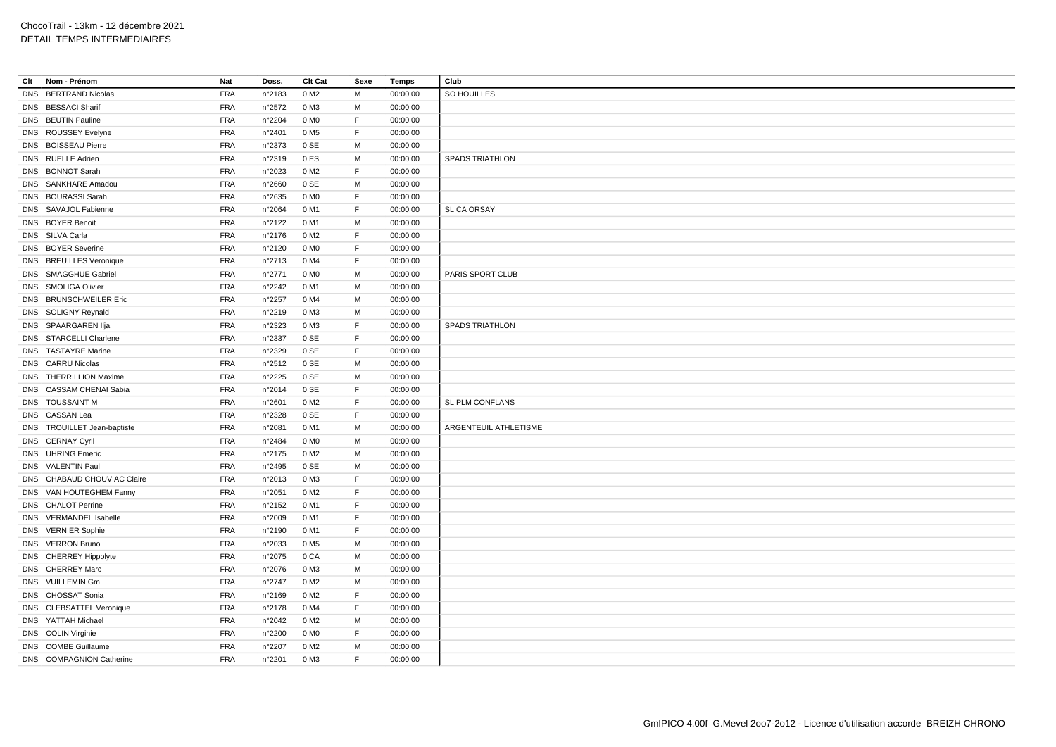ChocoTrail - 13km - 12 décembre 2021
DETAIL TEMPS INTERMEDIAIRES

| Clt | Nom - Prénom | Nat | Doss. | Clt Cat | Sexe | Temps | Club |
|---|---|---|---|---|---|---|---|
| DNS | BERTRAND Nicolas | FRA | n°2183 | 0 M2 | M | 00:00:00 | SO HOUILLES |
| DNS | BESSACI Sharif | FRA | n°2572 | 0 M3 | M | 00:00:00 | |
| DNS | BEUTIN Pauline | FRA | n°2204 | 0 M0 | F | 00:00:00 | |
| DNS | ROUSSEY Evelyne | FRA | n°2401 | 0 M5 | F | 00:00:00 | |
| DNS | BOISSEAU Pierre | FRA | n°2373 | 0 SE | M | 00:00:00 | |
| DNS | RUELLE Adrien | FRA | n°2319 | 0 ES | M | 00:00:00 | SPADS TRIATHLON |
| DNS | BONNOT Sarah | FRA | n°2023 | 0 M2 | F | 00:00:00 | |
| DNS | SANKHARE Amadou | FRA | n°2660 | 0 SE | M | 00:00:00 | |
| DNS | BOURASSI Sarah | FRA | n°2635 | 0 M0 | F | 00:00:00 | |
| DNS | SAVAJOL Fabienne | FRA | n°2064 | 0 M1 | F | 00:00:00 | SL CA ORSAY |
| DNS | BOYER Benoit | FRA | n°2122 | 0 M1 | M | 00:00:00 | |
| DNS | SILVA Carla | FRA | n°2176 | 0 M2 | F | 00:00:00 | |
| DNS | BOYER Severine | FRA | n°2120 | 0 M0 | F | 00:00:00 | |
| DNS | BREUILLES Veronique | FRA | n°2713 | 0 M4 | F | 00:00:00 | |
| DNS | SMAGGHUE Gabriel | FRA | n°2771 | 0 M0 | M | 00:00:00 | PARIS SPORT CLUB |
| DNS | SMOLIGA Olivier | FRA | n°2242 | 0 M1 | M | 00:00:00 | |
| DNS | BRUNSCHWEILER Eric | FRA | n°2257 | 0 M4 | M | 00:00:00 | |
| DNS | SOLIGNY Reynald | FRA | n°2219 | 0 M3 | M | 00:00:00 | |
| DNS | SPAARGAREN Ilja | FRA | n°2323 | 0 M3 | F | 00:00:00 | SPADS TRIATHLON |
| DNS | STARCELLI Charlene | FRA | n°2337 | 0 SE | F | 00:00:00 | |
| DNS | TASTAYRE Marine | FRA | n°2329 | 0 SE | F | 00:00:00 | |
| DNS | CARRU Nicolas | FRA | n°2512 | 0 SE | M | 00:00:00 | |
| DNS | THERRILLION Maxime | FRA | n°2225 | 0 SE | M | 00:00:00 | |
| DNS | CASSAM CHENAI Sabia | FRA | n°2014 | 0 SE | F | 00:00:00 | |
| DNS | TOUSSAINT M | FRA | n°2601 | 0 M2 | F | 00:00:00 | SL PLM CONFLANS |
| DNS | CASSAN Lea | FRA | n°2328 | 0 SE | F | 00:00:00 | |
| DNS | TROUILLET Jean-baptiste | FRA | n°2081 | 0 M1 | M | 00:00:00 | ARGENTEUIL ATHLETISME |
| DNS | CERNAY Cyril | FRA | n°2484 | 0 M0 | M | 00:00:00 | |
| DNS | UHRING Emeric | FRA | n°2175 | 0 M2 | M | 00:00:00 | |
| DNS | VALENTIN Paul | FRA | n°2495 | 0 SE | M | 00:00:00 | |
| DNS | CHABAUD CHOUVIAC Claire | FRA | n°2013 | 0 M3 | F | 00:00:00 | |
| DNS | VAN HOUTEGHEM Fanny | FRA | n°2051 | 0 M2 | F | 00:00:00 | |
| DNS | CHALOT Perrine | FRA | n°2152 | 0 M1 | F | 00:00:00 | |
| DNS | VERMANDEL Isabelle | FRA | n°2009 | 0 M1 | F | 00:00:00 | |
| DNS | VERNIER Sophie | FRA | n°2190 | 0 M1 | F | 00:00:00 | |
| DNS | VERRON Bruno | FRA | n°2033 | 0 M5 | M | 00:00:00 | |
| DNS | CHERREY Hippolyte | FRA | n°2075 | 0 CA | M | 00:00:00 | |
| DNS | CHERREY Marc | FRA | n°2076 | 0 M3 | M | 00:00:00 | |
| DNS | VUILLEMIN Gm | FRA | n°2747 | 0 M2 | M | 00:00:00 | |
| DNS | CHOSSAT Sonia | FRA | n°2169 | 0 M2 | F | 00:00:00 | |
| DNS | CLEBSATTEL Veronique | FRA | n°2178 | 0 M4 | F | 00:00:00 | |
| DNS | YATTAH Michael | FRA | n°2042 | 0 M2 | M | 00:00:00 | |
| DNS | COLIN Virginie | FRA | n°2200 | 0 M0 | F | 00:00:00 | |
| DNS | COMBE Guillaume | FRA | n°2207 | 0 M2 | M | 00:00:00 | |
| DNS | COMPAGNION Catherine | FRA | n°2201 | 0 M3 | F | 00:00:00 | |

GmIPICO 4.00f G.Mevel 2oo7-2o12 - Licence d'utilisation accorde BREIZH CHRONO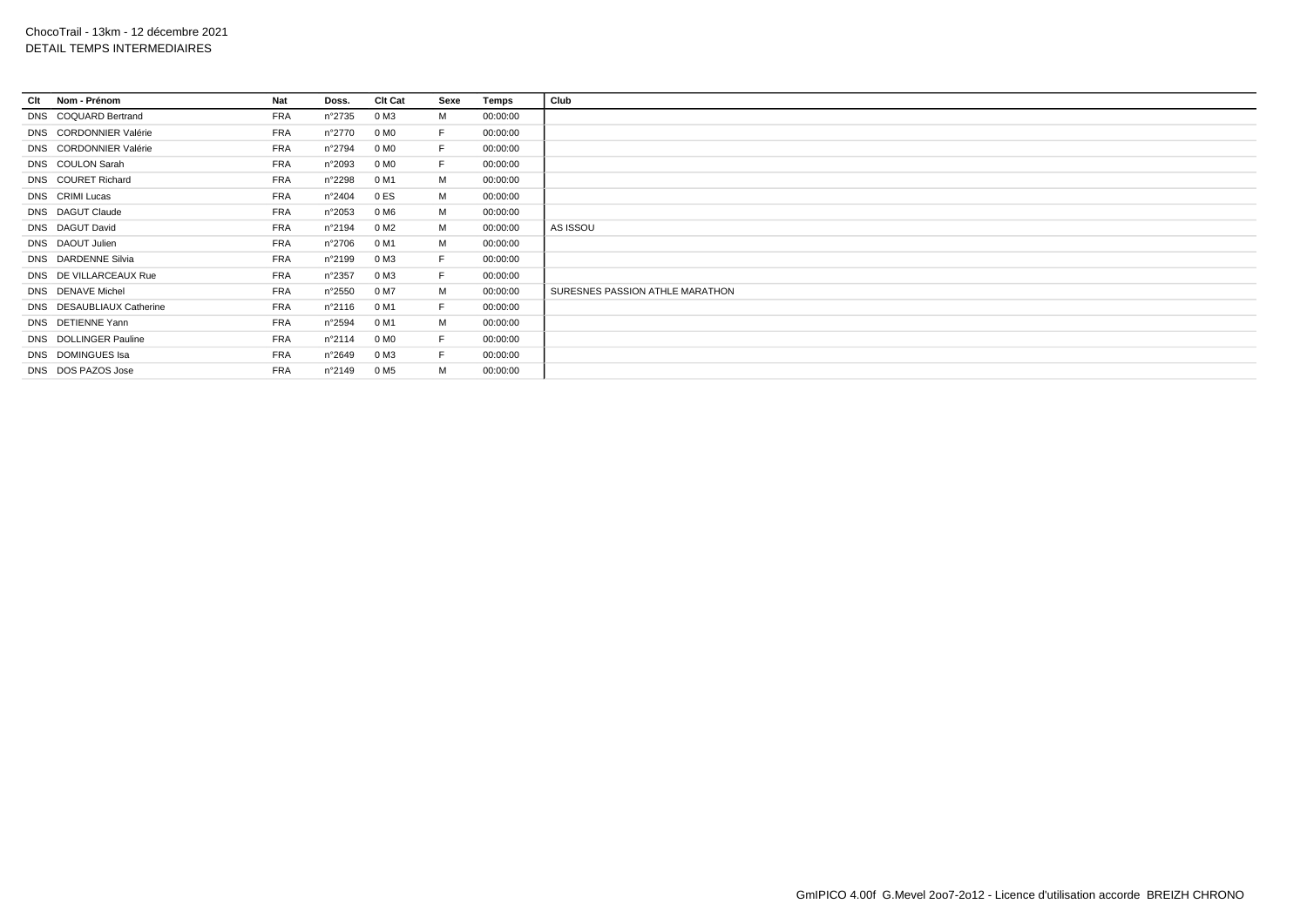ChocoTrail - 13km - 12 décembre 2021
DETAIL TEMPS INTERMEDIAIRES

| Clt | Nom - Prénom | Nat | Doss. | Clt Cat | Sexe | Temps | Club |
|---|---|---|---|---|---|---|---|
| DNS | COQUARD Bertrand | FRA | n°2735 | 0 M3 | M | 00:00:00 | |
| DNS | CORDONNIER Valérie | FRA | n°2770 | 0 M0 | F | 00:00:00 | |
| DNS | CORDONNIER Valérie | FRA | n°2794 | 0 M0 | F | 00:00:00 | |
| DNS | COULON Sarah | FRA | n°2093 | 0 M0 | F | 00:00:00 | |
| DNS | COURET Richard | FRA | n°2298 | 0 M1 | M | 00:00:00 | |
| DNS | CRIMI Lucas | FRA | n°2404 | 0 ES | M | 00:00:00 | |
| DNS | DAGUT Claude | FRA | n°2053 | 0 M6 | M | 00:00:00 | |
| DNS | DAGUT David | FRA | n°2194 | 0 M2 | M | 00:00:00 | AS ISSOU |
| DNS | DAOUT Julien | FRA | n°2706 | 0 M1 | M | 00:00:00 | |
| DNS | DARDENNE Silvia | FRA | n°2199 | 0 M3 | F | 00:00:00 | |
| DNS | DE VILLARCEAUX Rue | FRA | n°2357 | 0 M3 | F | 00:00:00 | |
| DNS | DENAVE Michel | FRA | n°2550 | 0 M7 | M | 00:00:00 | SURESNES PASSION ATHLE MARATHON |
| DNS | DESAUBLIAUX Catherine | FRA | n°2116 | 0 M1 | F | 00:00:00 | |
| DNS | DETIENNE Yann | FRA | n°2594 | 0 M1 | M | 00:00:00 | |
| DNS | DOLLINGER Pauline | FRA | n°2114 | 0 M0 | F | 00:00:00 | |
| DNS | DOMINGUES Isa | FRA | n°2649 | 0 M3 | F | 00:00:00 | |
| DNS | DOS PAZOS Jose | FRA | n°2149 | 0 M5 | M | 00:00:00 | |

GmIPICO 4.00f G.Mevel 2oo7-2o12 - Licence d'utilisation accorde BREIZH CHRONO